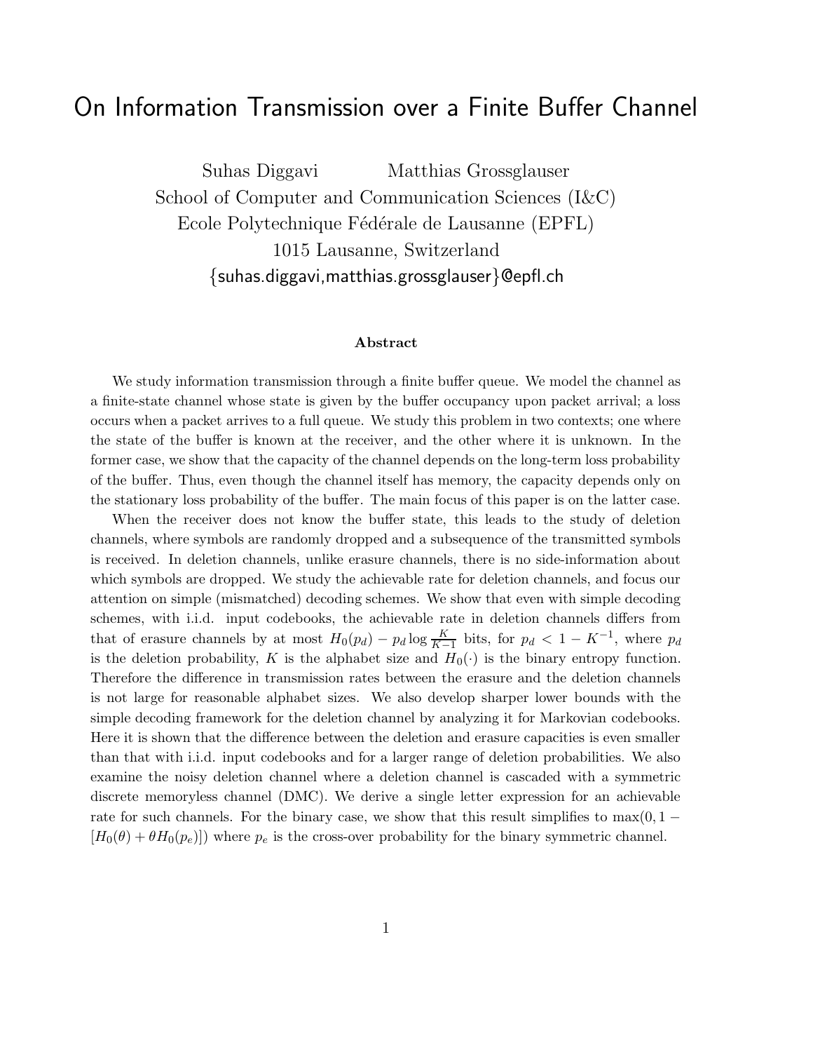# On Information Transmission over a Finite Buffer Channel

Suhas Diggavi Matthias Grossglauser

School of Computer and Communication Sciences (I&C)

Ecole Polytechnique Fédérale de Lausanne (EPFL)

1015 Lausanne, Switzerland

{suhas.diggavi,matthias.grossglauser}@epfl.ch

### Abstract

We study information transmission through a finite buffer queue. We model the channel as a finite-state channel whose state is given by the buffer occupancy upon packet arrival; a loss occurs when a packet arrives to a full queue. We study this problem in two contexts; one where the state of the buffer is known at the receiver, and the other where it is unknown. In the former case, we show that the capacity of the channel depends on the long-term loss probability of the buffer. Thus, even though the channel itself has memory, the capacity depends only on the stationary loss probability of the buffer. The main focus of this paper is on the latter case.

When the receiver does not know the buffer state, this leads to the study of deletion channels, where symbols are randomly dropped and a subsequence of the transmitted symbols is received. In deletion channels, unlike erasure channels, there is no side-information about which symbols are dropped. We study the achievable rate for deletion channels, and focus our attention on simple (mismatched) decoding schemes. We show that even with simple decoding schemes, with i.i.d. input codebooks, the achievable rate in deletion channels differs from that of erasure channels by at most $H_0(p_d) - p_d \log \frac{K}{K-1}$ bits, for $p_d < 1 - K^{-1}$, where $p_d$ is the deletion probability, $K$ is the alphabet size and $H_0(\cdot)$ is the binary entropy function. Therefore the difference in transmission rates between the erasure and the deletion channels is not large for reasonable alphabet sizes. We also develop sharper lower bounds with the simple decoding framework for the deletion channel by analyzing it for Markovian codebooks. Here it is shown that the difference between the deletion and erasure capacities is even smaller than that with i.i.d. input codebooks and for a larger range of deletion probabilities. We also examine the noisy deletion channel where a deletion channel is cascaded with a symmetric discrete memoryless channel (DMC). We derive a single letter expression for an achievable rate for such channels. For the binary case, we show that this result simplifies to $\max(0, 1 - [H_0(\theta) + \theta H_0(p_e)])$ where $p_e$ is the cross-over probability for the binary symmetric channel.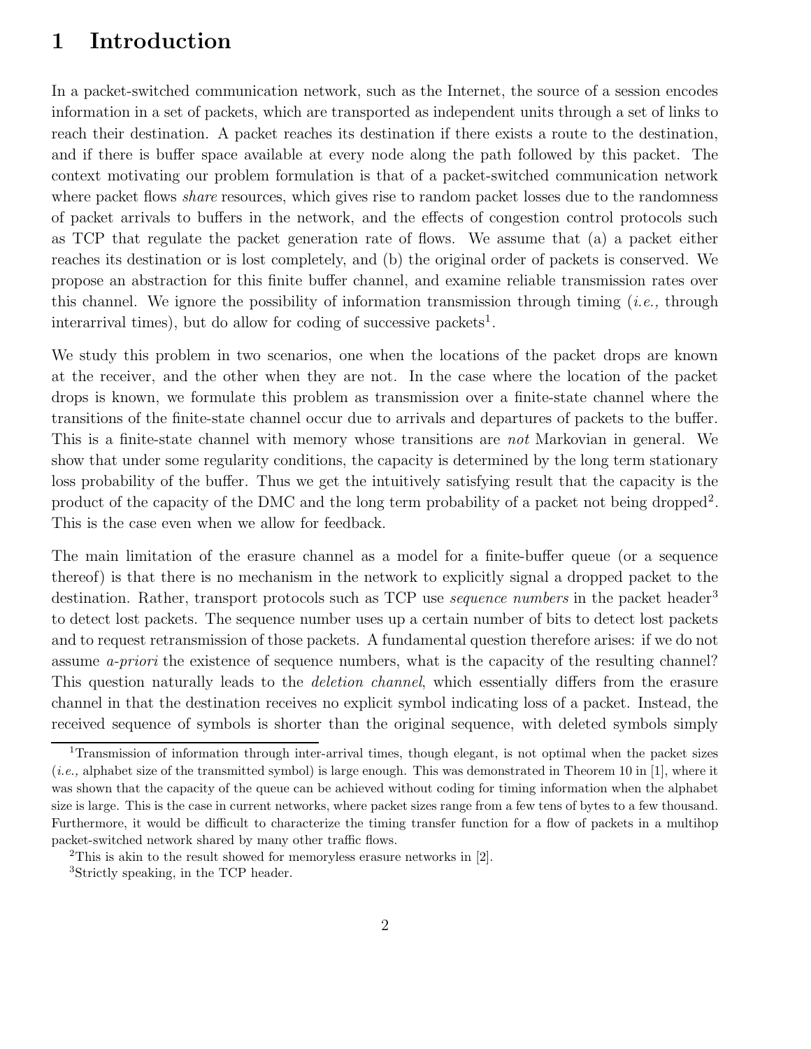# 1 Introduction

In a packet-switched communication network, such as the Internet, the source of a session encodes information in a set of packets, which are transported as independent units through a set of links to reach their destination. A packet reaches its destination if there exists a route to the destination, and if there is buffer space available at every node along the path followed by this packet. The context motivating our problem formulation is that of a packet-switched communication network where packet flows *share* resources, which gives rise to random packet losses due to the randomness of packet arrivals to buffers in the network, and the effects of congestion control protocols such as TCP that regulate the packet generation rate of flows. We assume that (a) a packet either reaches its destination or is lost completely, and (b) the original order of packets is conserved. We propose an abstraction for this finite buffer channel, and examine reliable transmission rates over this channel. We ignore the possibility of information transmission through timing (*i.e.,* through interarrival times), but do allow for coding of successive packets[1].

We study this problem in two scenarios, one when the locations of the packet drops are known at the receiver, and the other when they are not. In the case where the location of the packet drops is known, we formulate this problem as transmission over a finite-state channel where the transitions of the finite-state channel occur due to arrivals and departures of packets to the buffer. This is a finite-state channel with memory whose transitions are *not* Markovian in general. We show that under some regularity conditions, the capacity is determined by the long term stationary loss probability of the buffer. Thus we get the intuitively satisfying result that the capacity is the product of the capacity of the DMC and the long term probability of a packet not being dropped[2]. This is the case even when we allow for feedback.

The main limitation of the erasure channel as a model for a finite-buffer queue (or a sequence thereof) is that there is no mechanism in the network to explicitly signal a dropped packet to the destination. Rather, transport protocols such as TCP use *sequence numbers* in the packet header[3] to detect lost packets. The sequence number uses up a certain number of bits to detect lost packets and to request retransmission of those packets. A fundamental question therefore arises: if we do not assume *a-priori* the existence of sequence numbers, what is the capacity of the resulting channel? This question naturally leads to the *deletion channel*, which essentially differs from the erasure channel in that the destination receives no explicit symbol indicating loss of a packet. Instead, the received sequence of symbols is shorter than the original sequence, with deleted symbols simply

[1] Transmission of information through inter-arrival times, though elegant, is not optimal when the packet sizes (*i.e.,* alphabet size of the transmitted symbol) is large enough. This was demonstrated in Theorem 10 in [1], where it was shown that the capacity of the queue can be achieved without coding for timing information when the alphabet size is large. This is the case in current networks, where packet sizes range from a few tens of bytes to a few thousand. Furthermore, it would be difficult to characterize the timing transfer function for a flow of packets in a multihop packet-switched network shared by many other traffic flows.

[2] This is akin to the result showed for memoryless erasure networks in [2].

[3] Strictly speaking, in the TCP header.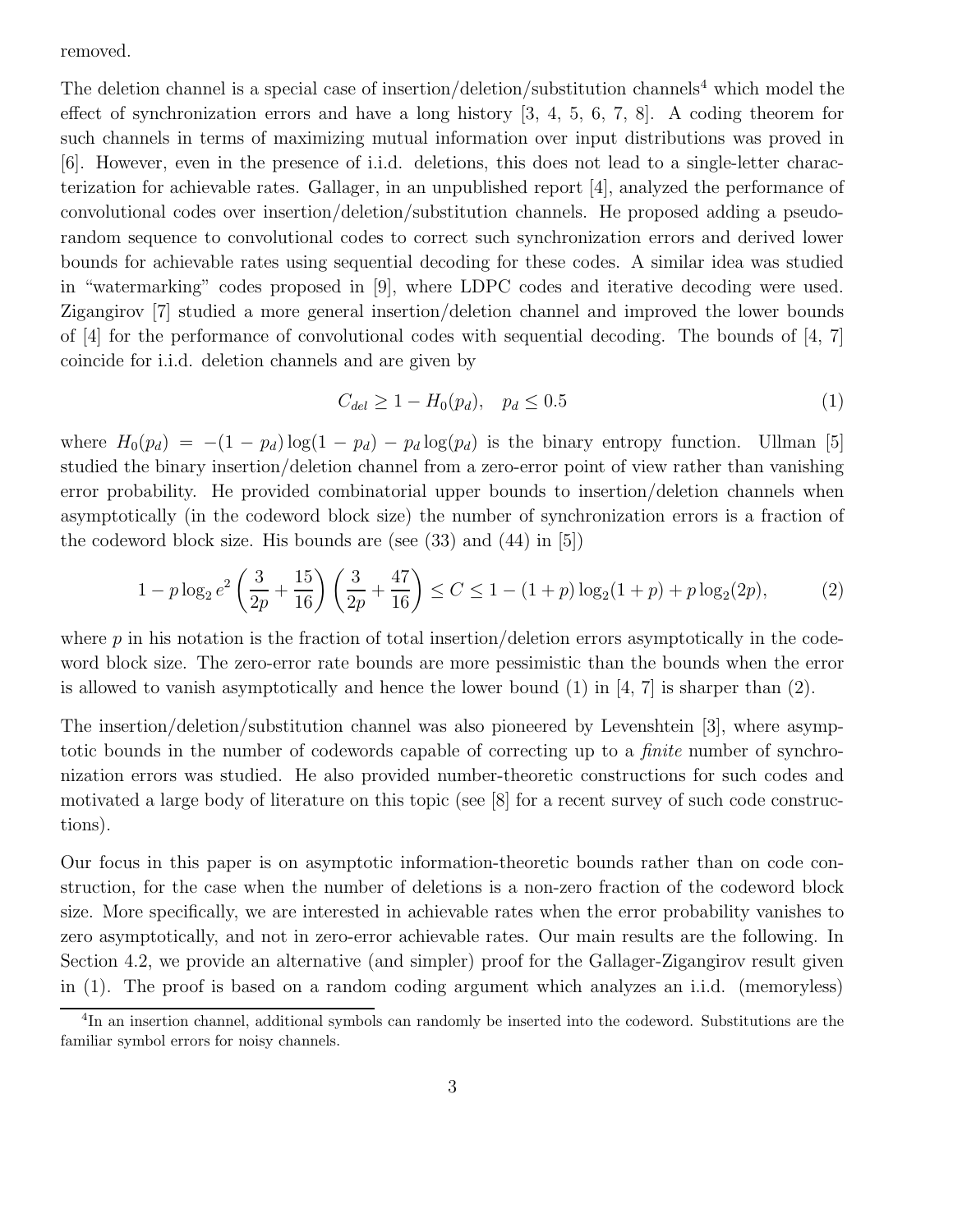removed.

The deletion channel is a special case of insertion/deletion/substitution channels[4] which model the effect of synchronization errors and have a long history [3, 4, 5, 6, 7, 8]. A coding theorem for such channels in terms of maximizing mutual information over input distributions was proved in [6]. However, even in the presence of i.i.d. deletions, this does not lead to a single-letter characterization for achievable rates. Gallager, in an unpublished report [4], analyzed the performance of convolutional codes over insertion/deletion/substitution channels. He proposed adding a pseudo-random sequence to convolutional codes to correct such synchronization errors and derived lower bounds for achievable rates using sequential decoding for these codes. A similar idea was studied in "watermarking" codes proposed in [9], where LDPC codes and iterative decoding were used. Zigangirov [7] studied a more general insertion/deletion channel and improved the lower bounds of [4] for the performance of convolutional codes with sequential decoding. The bounds of [4, 7] coincide for i.i.d. deletion channels and are given by

$$C_{del} \geq 1 - H_0(p_d), \quad p_d \leq 0.5 \tag{1}$$

where $H_0(p_d) = -(1-p_d)\log(1-p_d) - p_d \log(p_d)$ is the binary entropy function. Ullman [5] studied the binary insertion/deletion channel from a zero-error point of view rather than vanishing error probability. He provided combinatorial upper bounds to insertion/deletion channels when asymptotically (in the codeword block size) the number of synchronization errors is a fraction of the codeword block size. His bounds are (see (33) and (44) in [5])

$$1 - p\log_2 e^2 \left(\frac{3}{2p} + \frac{15}{16}\right)\left(\frac{3}{2p} + \frac{47}{16}\right) \leq C \leq 1 - (1+p)\log_2(1+p) + p\log_2(2p), \tag{2}$$

where $p$ in his notation is the fraction of total insertion/deletion errors asymptotically in the codeword block size. The zero-error rate bounds are more pessimistic than the bounds when the error is allowed to vanish asymptotically and hence the lower bound (1) in [4, 7] is sharper than (2).

The insertion/deletion/substitution channel was also pioneered by Levenshtein [3], where asymptotic bounds in the number of codewords capable of correcting up to a *finite* number of synchronization errors was studied. He also provided number-theoretic constructions for such codes and motivated a large body of literature on this topic (see [8] for a recent survey of such code constructions).

Our focus in this paper is on asymptotic information-theoretic bounds rather than on code construction, for the case when the number of deletions is a non-zero fraction of the codeword block size. More specifically, we are interested in achievable rates when the error probability vanishes to zero asymptotically, and not in zero-error achievable rates. Our main results are the following. In Section 4.2, we provide an alternative (and simpler) proof for the Gallager-Zigangirov result given in (1). The proof is based on a random coding argument which analyzes an i.i.d. (memoryless)

[4] In an insertion channel, additional symbols can randomly be inserted into the codeword. Substitutions are the familiar symbol errors for noisy channels.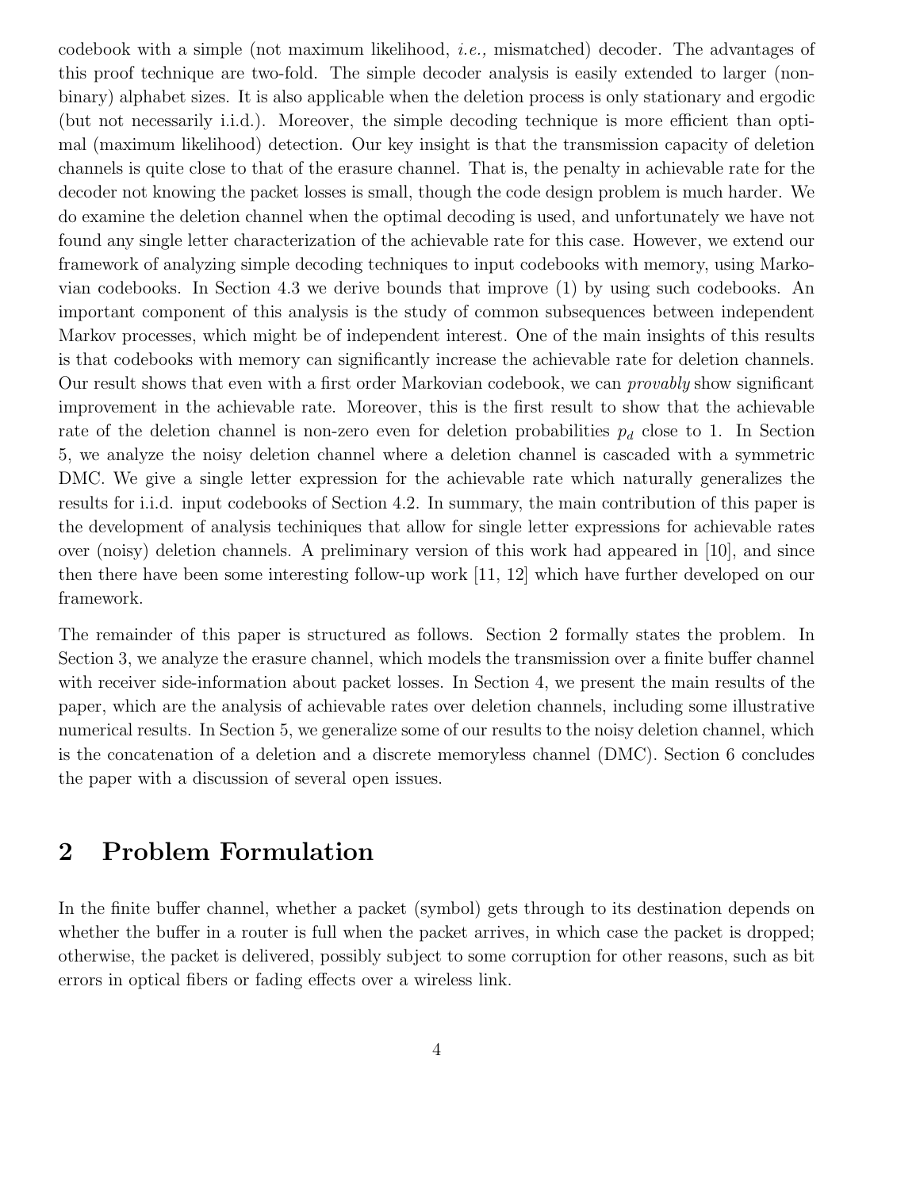codebook with a simple (not maximum likelihood, *i.e.,* mismatched) decoder. The advantages of this proof technique are two-fold. The simple decoder analysis is easily extended to larger (non-binary) alphabet sizes. It is also applicable when the deletion process is only stationary and ergodic (but not necessarily i.i.d.). Moreover, the simple decoding technique is more efficient than optimal (maximum likelihood) detection. Our key insight is that the transmission capacity of deletion channels is quite close to that of the erasure channel. That is, the penalty in achievable rate for the decoder not knowing the packet losses is small, though the code design problem is much harder. We do examine the deletion channel when the optimal decoding is used, and unfortunately we have not found any single letter characterization of the achievable rate for this case. However, we extend our framework of analyzing simple decoding techniques to input codebooks with memory, using Markovian codebooks. In Section 4.3 we derive bounds that improve (1) by using such codebooks. An important component of this analysis is the study of common subsequences between independent Markov processes, which might be of independent interest. One of the main insights of this results is that codebooks with memory can significantly increase the achievable rate for deletion channels. Our result shows that even with a first order Markovian codebook, we can *provably* show significant improvement in the achievable rate. Moreover, this is the first result to show that the achievable rate of the deletion channel is non-zero even for deletion probabilities $p_d$ close to 1. In Section 5, we analyze the noisy deletion channel where a deletion channel is cascaded with a symmetric DMC. We give a single letter expression for the achievable rate which naturally generalizes the results for i.i.d. input codebooks of Section 4.2. In summary, the main contribution of this paper is the development of analysis techiniques that allow for single letter expressions for achievable rates over (noisy) deletion channels. A preliminary version of this work had appeared in [10], and since then there have been some interesting follow-up work [11, 12] which have further developed on our framework.

The remainder of this paper is structured as follows. Section 2 formally states the problem. In Section 3, we analyze the erasure channel, which models the transmission over a finite buffer channel with receiver side-information about packet losses. In Section 4, we present the main results of the paper, which are the analysis of achievable rates over deletion channels, including some illustrative numerical results. In Section 5, we generalize some of our results to the noisy deletion channel, which is the concatenation of a deletion and a discrete memoryless channel (DMC). Section 6 concludes the paper with a discussion of several open issues.

## 2 Problem Formulation

In the finite buffer channel, whether a packet (symbol) gets through to its destination depends on whether the buffer in a router is full when the packet arrives, in which case the packet is dropped; otherwise, the packet is delivered, possibly subject to some corruption for other reasons, such as bit errors in optical fibers or fading effects over a wireless link.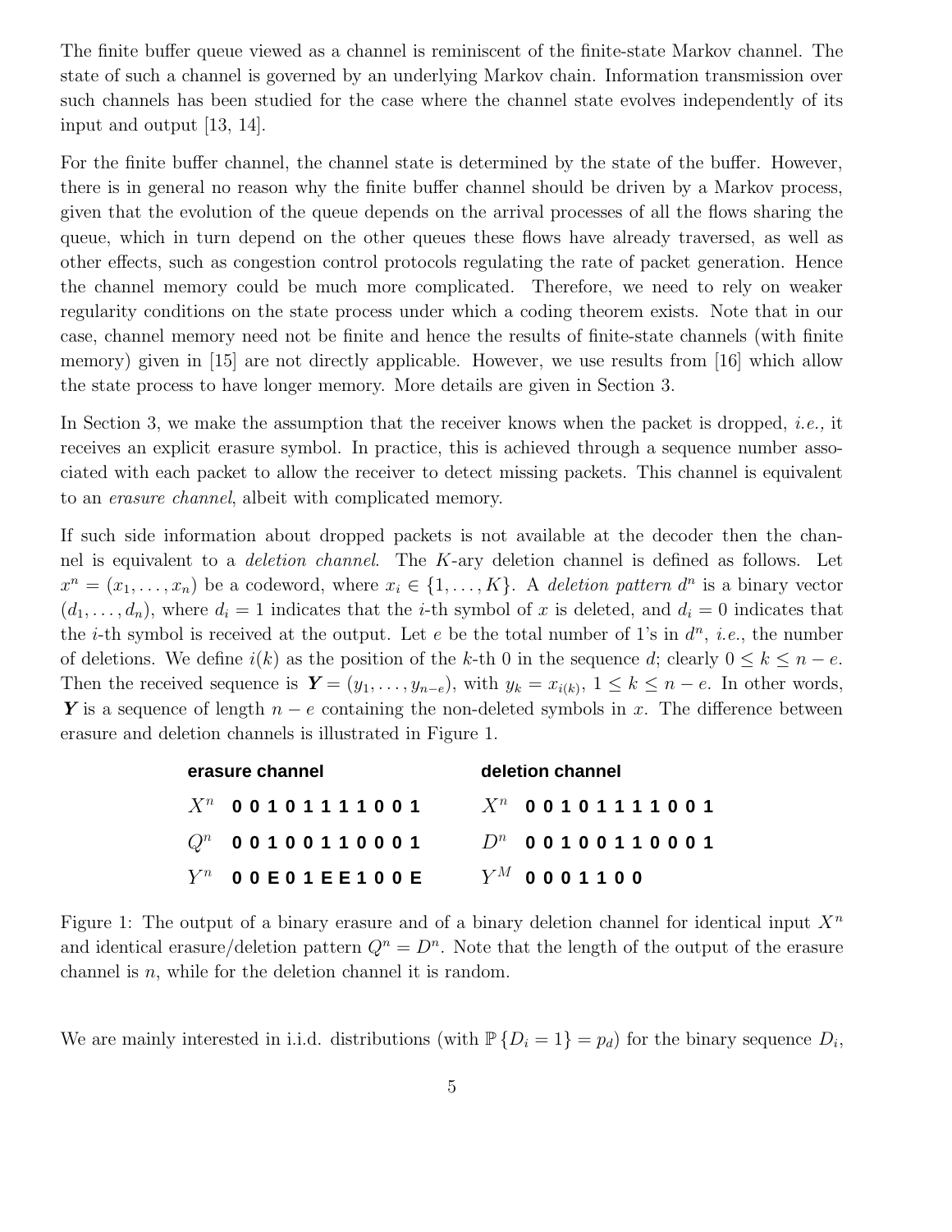The finite buffer queue viewed as a channel is reminiscent of the finite-state Markov channel. The state of such a channel is governed by an underlying Markov chain. Information transmission over such channels has been studied for the case where the channel state evolves independently of its input and output [13, 14].

For the finite buffer channel, the channel state is determined by the state of the buffer. However, there is in general no reason why the finite buffer channel should be driven by a Markov process, given that the evolution of the queue depends on the arrival processes of all the flows sharing the queue, which in turn depend on the other queues these flows have already traversed, as well as other effects, such as congestion control protocols regulating the rate of packet generation. Hence the channel memory could be much more complicated. Therefore, we need to rely on weaker regularity conditions on the state process under which a coding theorem exists. Note that in our case, channel memory need not be finite and hence the results of finite-state channels (with finite memory) given in [15] are not directly applicable. However, we use results from [16] which allow the state process to have longer memory. More details are given in Section 3.

In Section 3, we make the assumption that the receiver knows when the packet is dropped, *i.e.,* it receives an explicit erasure symbol. In practice, this is achieved through a sequence number associated with each packet to allow the receiver to detect missing packets. This channel is equivalent to an *erasure channel*, albeit with complicated memory.

If such side information about dropped packets is not available at the decoder then the channel is equivalent to a *deletion channel*. The $K$-ary deletion channel is defined as follows. Let $x^n = (x_1, \ldots, x_n)$ be a codeword, where $x_i \in \{1, \ldots, K\}$. A *deletion pattern* $d^n$ is a binary vector $(d_1, \ldots, d_n)$, where $d_i = 1$ indicates that the $i$-th symbol of $x$ is deleted, and $d_i = 0$ indicates that the $i$-th symbol is received at the output. Let $e$ be the total number of 1's in $d^n$, *i.e.*, the number of deletions. We define $i(k)$ as the position of the $k$-th 0 in the sequence $d$; clearly $0 \leq k \leq n - e$. Then the received sequence is $\boldsymbol{Y} = (y_1, \ldots, y_{n-e})$, with $y_k = x_{i(k)}$, $1 \leq k \leq n - e$. In other words, $\boldsymbol{Y}$ is a sequence of length $n - e$ containing the non-deleted symbols in $x$. The difference between erasure and deletion channels is illustrated in Figure 1.

| erasure channel | | deletion channel | |
|---|---|---|---|
| $X^n$ | **0 0 1 0 1 1 1 1 0 0 1** | $X^n$ | **0 0 1 0 1 1 1 1 0 0 1** |
| $Q^n$ | **0 0 1 0 0 1 1 0 0 0 1** | $D^n$ | **0 0 1 0 0 1 1 0 0 0 1** |
| $Y^n$ | **0 0 E 0 1 E E 1 0 0 E** | $Y^M$ | **0 0 0 1 1 0 0** |

Figure 1: The output of a binary erasure and of a binary deletion channel for identical input $X^n$ and identical erasure/deletion pattern $Q^n = D^n$. Note that the length of the output of the erasure channel is $n$, while for the deletion channel it is random.

We are mainly interested in i.i.d. distributions (with $\mathbb{P}\{D_i = 1\} = p_d$) for the binary sequence $D_i$,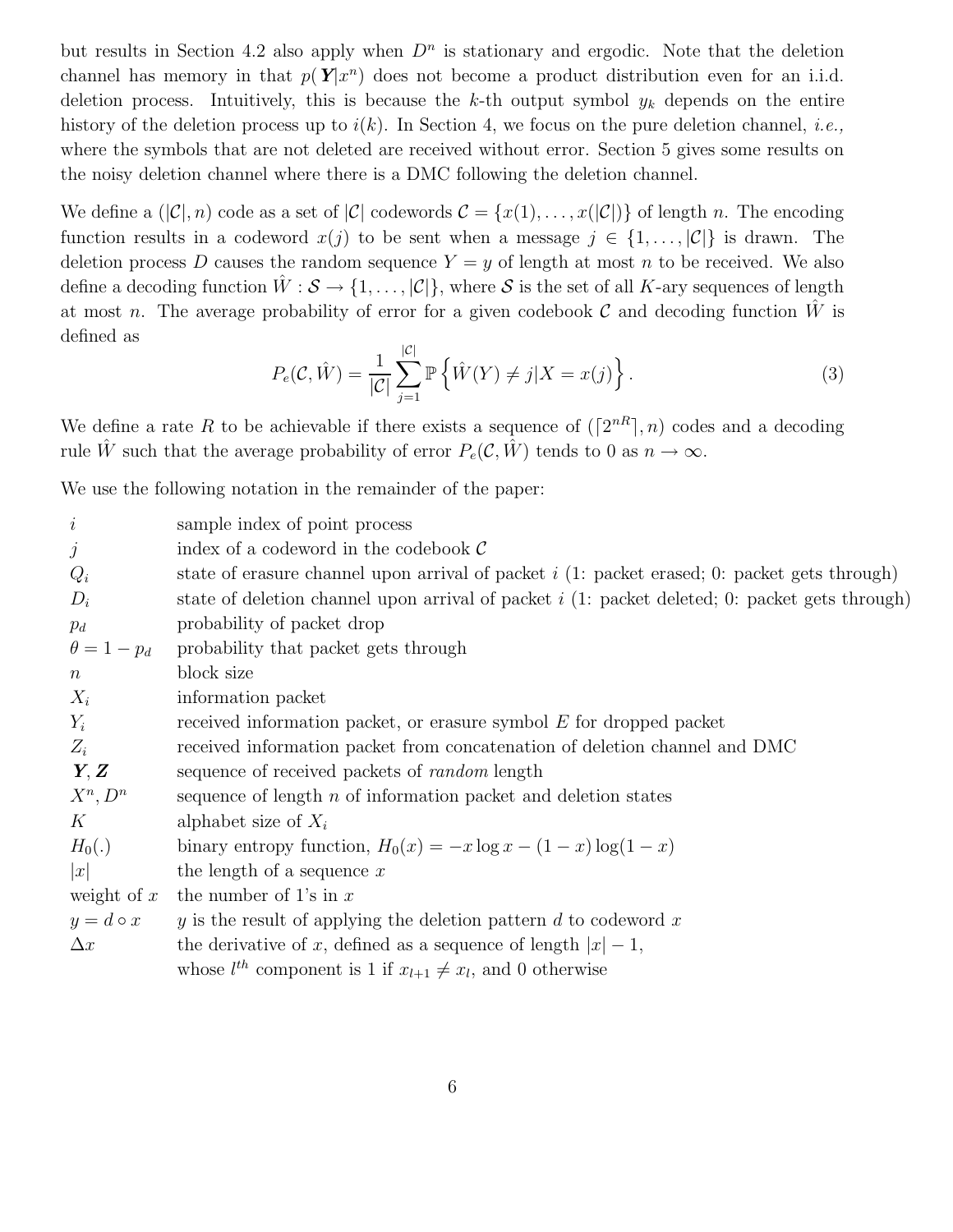but results in Section 4.2 also apply when $D^n$ is stationary and ergodic. Note that the deletion channel has memory in that $p(\boldsymbol{Y}|x^n)$ does not become a product distribution even for an i.i.d. deletion process. Intuitively, this is because the $k$-th output symbol $y_k$ depends on the entire history of the deletion process up to $i(k)$. In Section 4, we focus on the pure deletion channel, *i.e.,* where the symbols that are not deleted are received without error. Section 5 gives some results on the noisy deletion channel where there is a DMC following the deletion channel.

We define a $(|\mathcal{C}|, n)$ code as a set of $|\mathcal{C}|$ codewords $\mathcal{C} = \{x(1), \ldots, x(|\mathcal{C}|)\}$ of length $n$. The encoding function results in a codeword $x(j)$ to be sent when a message $j \in \{1, \ldots, |\mathcal{C}|\}$ is drawn. The deletion process $D$ causes the random sequence $Y = y$ of length at most $n$ to be received. We also define a decoding function $\hat{W} : \mathcal{S} \to \{1, \ldots, |\mathcal{C}|\}$, where $\mathcal{S}$ is the set of all $K$-ary sequences of length at most $n$. The average probability of error for a given codebook $\mathcal{C}$ and decoding function $\hat{W}$ is defined as

$$P_e(\mathcal{C}, \hat{W}) = \frac{1}{|\mathcal{C}|} \sum_{j=1}^{|\mathcal{C}|} \mathbb{P}\left\{ \hat{W}(Y) \neq j | X = x(j) \right\}. \tag{3}$$

We define a rate $R$ to be achievable if there exists a sequence of $(\lceil 2^{nR} \rceil, n)$ codes and a decoding rule $\hat{W}$ such that the average probability of error $P_e(\mathcal{C}, \hat{W})$ tends to 0 as $n \to \infty$.

We use the following notation in the remainder of the paper:

| | |
|---|---|
| $i$ | sample index of point process |
| $j$ | index of a codeword in the codebook $\mathcal{C}$ |
| $Q_i$ | state of erasure channel upon arrival of packet $i$ (1: packet erased; 0: packet gets through) |
| $D_i$ | state of deletion channel upon arrival of packet $i$ (1: packet deleted; 0: packet gets through) |
| $p_d$ | probability of packet drop |
| $\theta = 1 - p_d$ | probability that packet gets through |
| $n$ | block size |
| $X_i$ | information packet |
| $Y_i$ | received information packet, or erasure symbol $E$ for dropped packet |
| $Z_i$ | received information packet from concatenation of deletion channel and DMC |
| $\boldsymbol{Y}, \boldsymbol{Z}$ | sequence of received packets of *random* length |
| $X^n, D^n$ | sequence of length $n$ of information packet and deletion states |
| $K$ | alphabet size of $X_i$ |
| $H_0(.)$ | binary entropy function, $H_0(x) = -x \log x - (1-x) \log(1-x)$ |
| $\lvert x \rvert$ | the length of a sequence $x$ |
| weight of $x$ | the number of 1's in $x$ |
| $y = d \circ x$ | $y$ is the result of applying the deletion pattern $d$ to codeword $x$ |
| $\Delta x$ | the derivative of $x$, defined as a sequence of length $\lvert x \rvert - 1$, whose $l^{th}$ component is 1 if $x_{l+1} \neq x_l$, and 0 otherwise |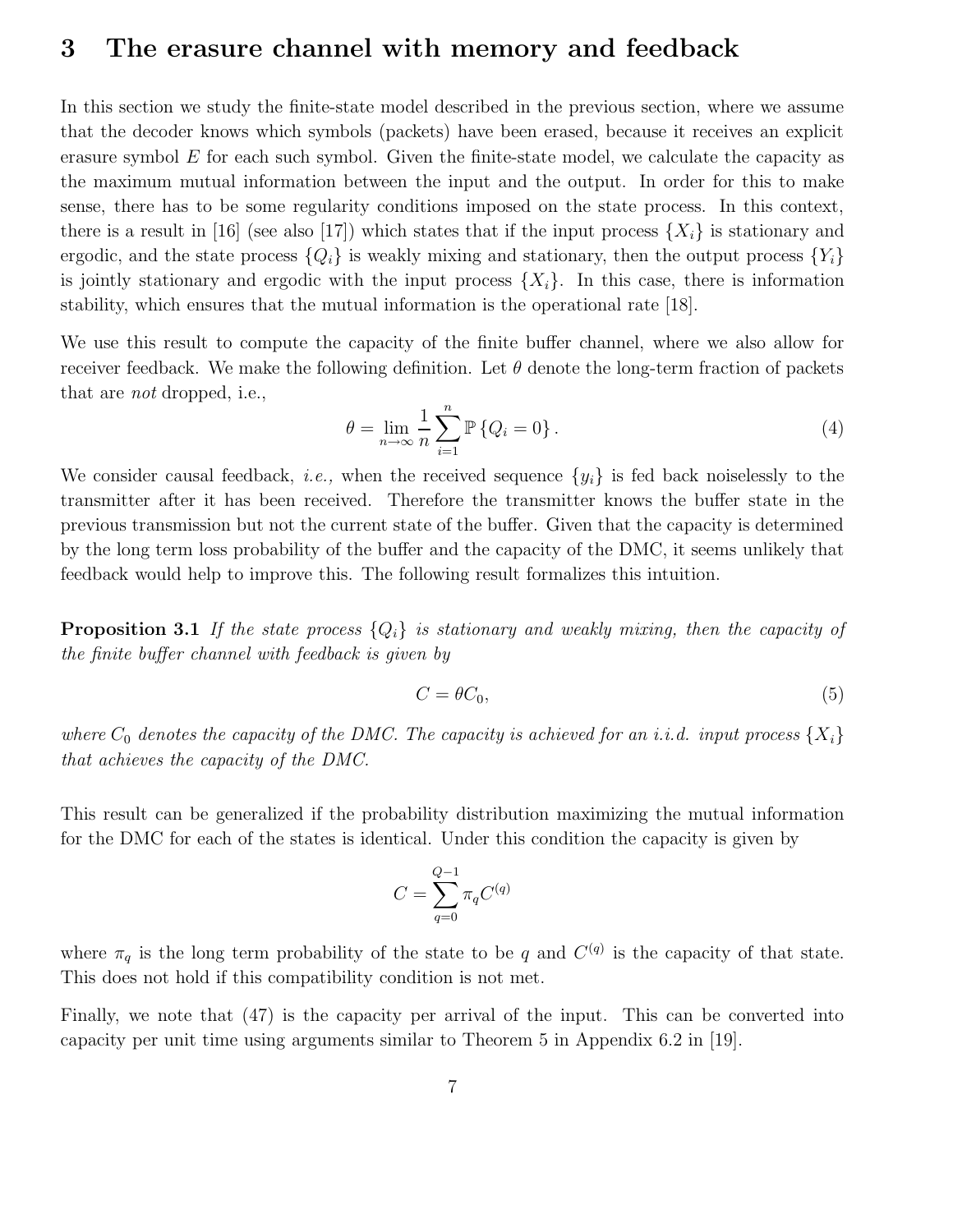# 3 The erasure channel with memory and feedback

In this section we study the finite-state model described in the previous section, where we assume that the decoder knows which symbols (packets) have been erased, because it receives an explicit erasure symbol $E$ for each such symbol. Given the finite-state model, we calculate the capacity as the maximum mutual information between the input and the output. In order for this to make sense, there has to be some regularity conditions imposed on the state process. In this context, there is a result in [16] (see also [17]) which states that if the input process $\{X_i\}$ is stationary and ergodic, and the state process $\{Q_i\}$ is weakly mixing and stationary, then the output process $\{Y_i\}$ is jointly stationary and ergodic with the input process $\{X_i\}$. In this case, there is information stability, which ensures that the mutual information is the operational rate [18].

We use this result to compute the capacity of the finite buffer channel, where we also allow for receiver feedback. We make the following definition. Let $\theta$ denote the long-term fraction of packets that are *not* dropped, i.e.,

$$\theta = \lim_{n\to\infty} \frac{1}{n} \sum_{i=1}^{n} \mathbb{P}\left\{Q_i = 0\right\}. \tag{4}$$

We consider causal feedback, *i.e.,* when the received sequence $\{y_i\}$ is fed back noiselessly to the transmitter after it has been received. Therefore the transmitter knows the buffer state in the previous transmission but not the current state of the buffer. Given that the capacity is determined by the long term loss probability of the buffer and the capacity of the DMC, it seems unlikely that feedback would help to improve this. The following result formalizes this intuition.

**Proposition 3.1** *If the state process $\{Q_i\}$ is stationary and weakly mixing, then the capacity of the finite buffer channel with feedback is given by*

$$C = \theta C_0, \tag{5}$$

*where $C_0$ denotes the capacity of the DMC. The capacity is achieved for an i.i.d. input process $\{X_i\}$ that achieves the capacity of the DMC.*

This result can be generalized if the probability distribution maximizing the mutual information for the DMC for each of the states is identical. Under this condition the capacity is given by

$$C = \sum_{q=0}^{Q-1} \pi_q C^{(q)}$$

where $\pi_q$ is the long term probability of the state to be $q$ and $C^{(q)}$ is the capacity of that state. This does not hold if this compatibility condition is not met.

Finally, we note that (47) is the capacity per arrival of the input. This can be converted into capacity per unit time using arguments similar to Theorem 5 in Appendix 6.2 in [19].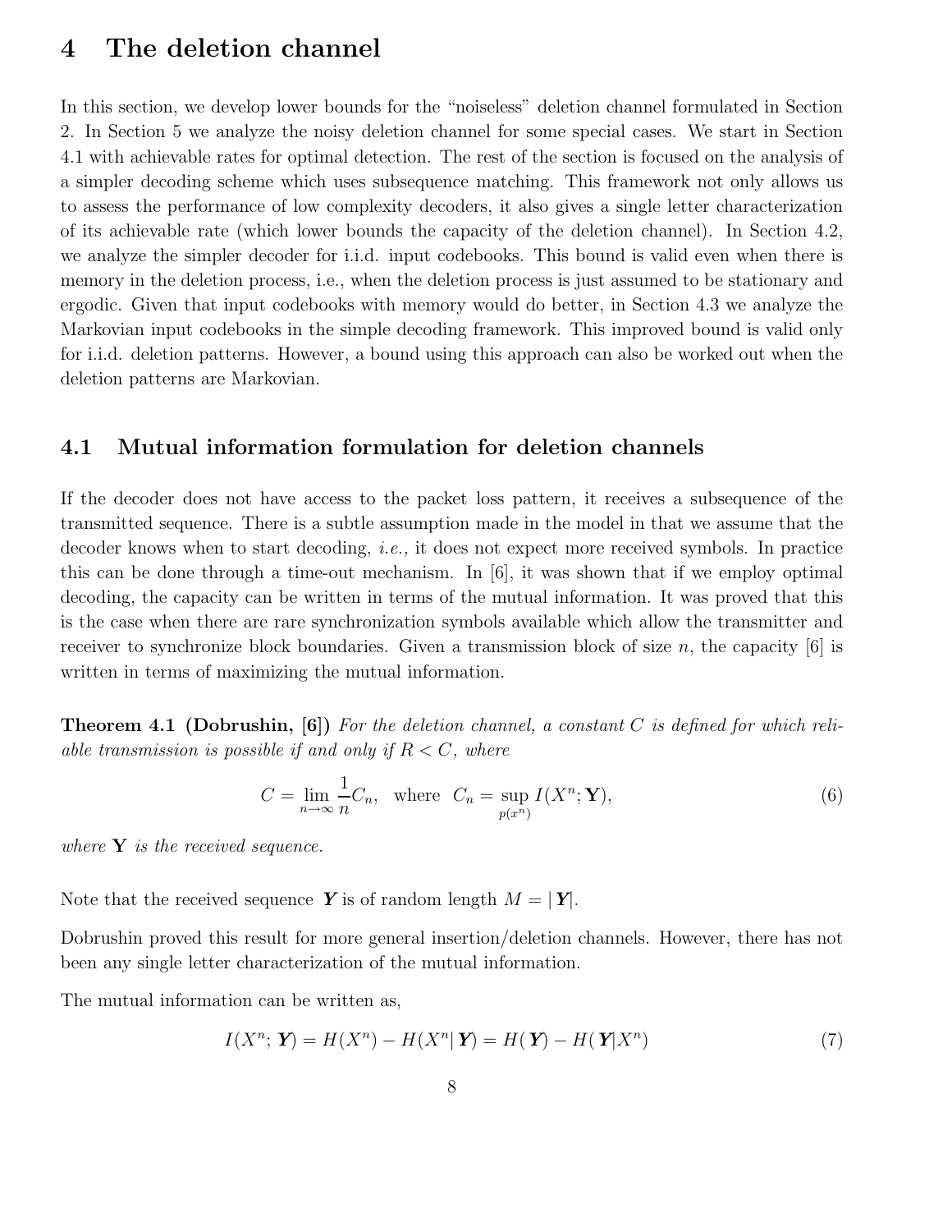# 4 The deletion channel

In this section, we develop lower bounds for the "noiseless" deletion channel formulated in Section 2. In Section 5 we analyze the noisy deletion channel for some special cases. We start in Section 4.1 with achievable rates for optimal detection. The rest of the section is focused on the analysis of a simpler decoding scheme which uses subsequence matching. This framework not only allows us to assess the performance of low complexity decoders, it also gives a single letter characterization of its achievable rate (which lower bounds the capacity of the deletion channel). In Section 4.2, we analyze the simpler decoder for i.i.d. input codebooks. This bound is valid even when there is memory in the deletion process, i.e., when the deletion process is just assumed to be stationary and ergodic. Given that input codebooks with memory would do better, in Section 4.3 we analyze the Markovian input codebooks in the simple decoding framework. This improved bound is valid only for i.i.d. deletion patterns. However, a bound using this approach can also be worked out when the deletion patterns are Markovian.

## 4.1 Mutual information formulation for deletion channels

If the decoder does not have access to the packet loss pattern, it receives a subsequence of the transmitted sequence. There is a subtle assumption made in the model in that we assume that the decoder knows when to start decoding, *i.e.,* it does not expect more received symbols. In practice this can be done through a time-out mechanism. In [6], it was shown that if we employ optimal decoding, the capacity can be written in terms of the mutual information. It was proved that this is the case when there are rare synchronization symbols available which allow the transmitter and receiver to synchronize block boundaries. Given a transmission block of size $n$, the capacity [6] is written in terms of maximizing the mutual information.

**Theorem 4.1 (Dobrushin, [6])** *For the deletion channel, a constant $C$ is defined for which reliable transmission is possible if and only if $R < C$, where*

$$C = \lim_{n \to \infty} \frac{1}{n} C_n, \quad \text{where} \quad C_n = \sup_{p(x^n)} I(X^n; \mathbf{Y}), \tag{6}$$

*where $\mathbf{Y}$ is the received sequence.*

Note that the received sequence $\boldsymbol{Y}$ is of random length $M = |\boldsymbol{Y}|$.

Dobrushin proved this result for more general insertion/deletion channels. However, there has not been any single letter characterization of the mutual information.

The mutual information can be written as,

$$I(X^n; \boldsymbol{Y}) = H(X^n) - H(X^n | \boldsymbol{Y}) = H(\boldsymbol{Y}) - H(\boldsymbol{Y} | X^n) \tag{7}$$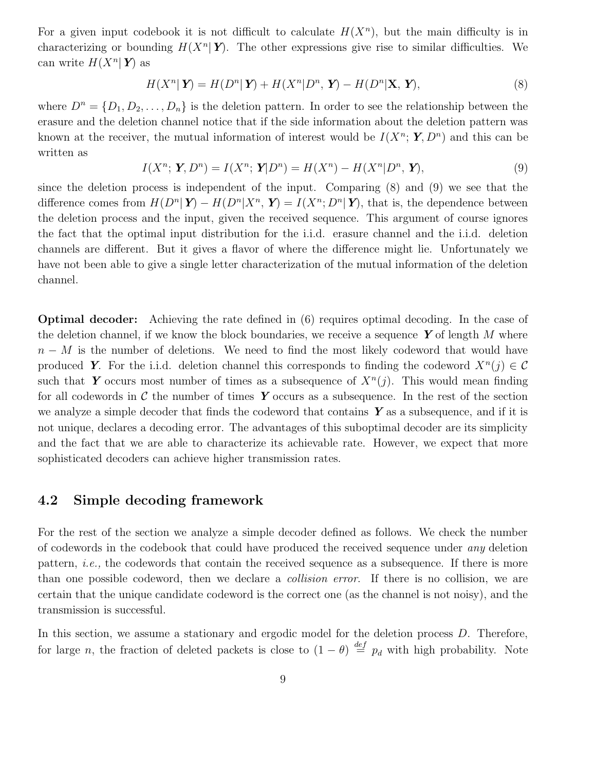For a given input codebook it is not difficult to calculate $H(X^n)$, but the main difficulty is in characterizing or bounding $H(X^n|\boldsymbol{Y})$. The other expressions give rise to similar difficulties. We can write $H(X^n|\boldsymbol{Y})$ as

$$H(X^n|\boldsymbol{Y}) = H(D^n|\boldsymbol{Y}) + H(X^n|D^n, \boldsymbol{Y}) - H(D^n|\mathbf{X}, \boldsymbol{Y}), \tag{8}$$

where $D^n = \{D_1, D_2, \ldots, D_n\}$ is the deletion pattern. In order to see the relationship between the erasure and the deletion channel notice that if the side information about the deletion pattern was known at the receiver, the mutual information of interest would be $I(X^n; \boldsymbol{Y}, D^n)$ and this can be written as

$$I(X^n; \boldsymbol{Y}, D^n) = I(X^n; \boldsymbol{Y}|D^n) = H(X^n) - H(X^n|D^n, \boldsymbol{Y}), \tag{9}$$

since the deletion process is independent of the input. Comparing (8) and (9) we see that the difference comes from $H(D^n|\boldsymbol{Y}) - H(D^n|X^n, \boldsymbol{Y}) = I(X^n; D^n|\boldsymbol{Y})$, that is, the dependence between the deletion process and the input, given the received sequence. This argument of course ignores the fact that the optimal input distribution for the i.i.d. erasure channel and the i.i.d. deletion channels are different. But it gives a flavor of where the difference might lie. Unfortunately we have not been able to give a single letter characterization of the mutual information of the deletion channel.

**Optimal decoder:** Achieving the rate defined in (6) requires optimal decoding. In the case of the deletion channel, if we know the block boundaries, we receive a sequence $\boldsymbol{Y}$ of length $M$ where $n - M$ is the number of deletions. We need to find the most likely codeword that would have produced $\boldsymbol{Y}$. For the i.i.d. deletion channel this corresponds to finding the codeword $X^n(j) \in \mathcal{C}$ such that $\boldsymbol{Y}$ occurs most number of times as a subsequence of $X^n(j)$. This would mean finding for all codewords in $\mathcal{C}$ the number of times $\boldsymbol{Y}$ occurs as a subsequence. In the rest of the section we analyze a simple decoder that finds the codeword that contains $\boldsymbol{Y}$ as a subsequence, and if it is not unique, declares a decoding error. The advantages of this suboptimal decoder are its simplicity and the fact that we are able to characterize its achievable rate. However, we expect that more sophisticated decoders can achieve higher transmission rates.

## 4.2 Simple decoding framework

For the rest of the section we analyze a simple decoder defined as follows. We check the number of codewords in the codebook that could have produced the received sequence under *any* deletion pattern, *i.e.,* the codewords that contain the received sequence as a subsequence. If there is more than one possible codeword, then we declare a *collision error*. If there is no collision, we are certain that the unique candidate codeword is the correct one (as the channel is not noisy), and the transmission is successful.

In this section, we assume a stationary and ergodic model for the deletion process $D$. Therefore, for large $n$, the fraction of deleted packets is close to $(1 - \theta) \stackrel{def}{=} p_d$ with high probability. Note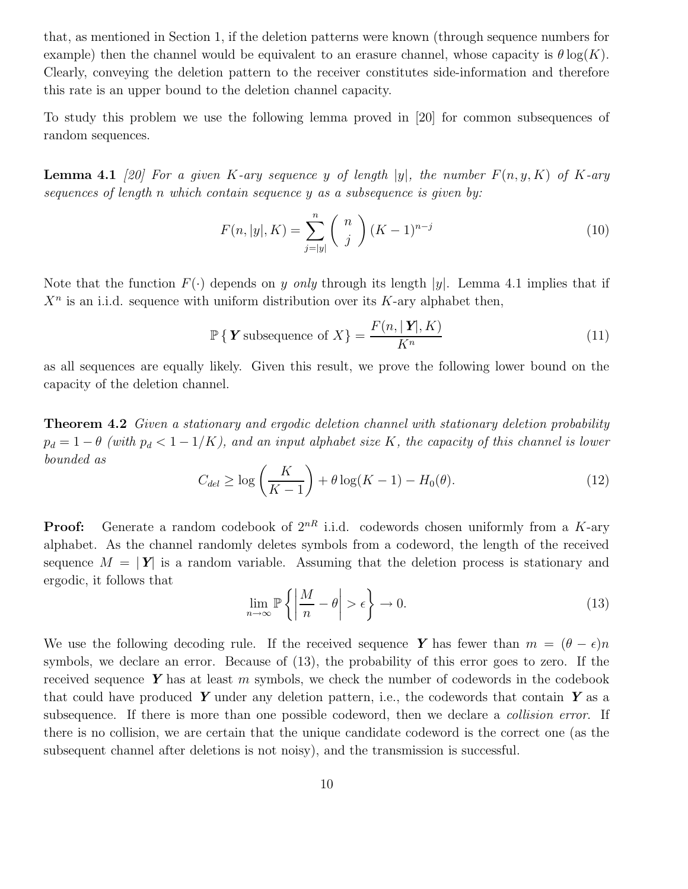that, as mentioned in Section 1, if the deletion patterns were known (through sequence numbers for example) then the channel would be equivalent to an erasure channel, whose capacity is $\theta \log(K)$. Clearly, conveying the deletion pattern to the receiver constitutes side-information and therefore this rate is an upper bound to the deletion channel capacity.

To study this problem we use the following lemma proved in [20] for common subsequences of random sequences.

**Lemma 4.1** *[20] For a given $K$-ary sequence $y$ of length $|y|$, the number $F(n, y, K)$ of $K$-ary sequences of length $n$ which contain sequence $y$ as a subsequence is given by:*

$$F(n, |y|, K) = \sum_{j=|y|}^{n} \binom{n}{j} (K-1)^{n-j} \tag{10}$$

Note that the function $F(\cdot)$ depends on $y$ *only* through its length $|y|$. Lemma 4.1 implies that if $X^n$ is an i.i.d. sequence with uniform distribution over its $K$-ary alphabet then,

$$\mathbb{P}\left\{ \boldsymbol{Y} \text{ subsequence of } X \right\} = \frac{F(n, |\boldsymbol{Y}|, K)}{K^n} \tag{11}$$

as all sequences are equally likely. Given this result, we prove the following lower bound on the capacity of the deletion channel.

**Theorem 4.2** *Given a stationary and ergodic deletion channel with stationary deletion probability $p_d = 1 - \theta$ (with $p_d < 1 - 1/K$), and an input alphabet size $K$, the capacity of this channel is lower bounded as*

$$C_{del} \geq \log\left(\frac{K}{K-1}\right) + \theta \log(K-1) - H_0(\theta). \tag{12}$$

**Proof:** Generate a random codebook of $2^{nR}$ i.i.d. codewords chosen uniformly from a $K$-ary alphabet. As the channel randomly deletes symbols from a codeword, the length of the received sequence $M = |\boldsymbol{Y}|$ is a random variable. Assuming that the deletion process is stationary and ergodic, it follows that

$$\lim_{n\to\infty} \mathbb{P}\left\{ \left| \frac{M}{n} - \theta \right| > \epsilon \right\} \to 0. \tag{13}$$

We use the following decoding rule. If the received sequence $\boldsymbol{Y}$ has fewer than $m = (\theta - \epsilon)n$ symbols, we declare an error. Because of (13), the probability of this error goes to zero. If the received sequence $\boldsymbol{Y}$ has at least $m$ symbols, we check the number of codewords in the codebook that could have produced $\boldsymbol{Y}$ under any deletion pattern, i.e., the codewords that contain $\boldsymbol{Y}$ as a subsequence. If there is more than one possible codeword, then we declare a *collision error*. If there is no collision, we are certain that the unique candidate codeword is the correct one (as the subsequent channel after deletions is not noisy), and the transmission is successful.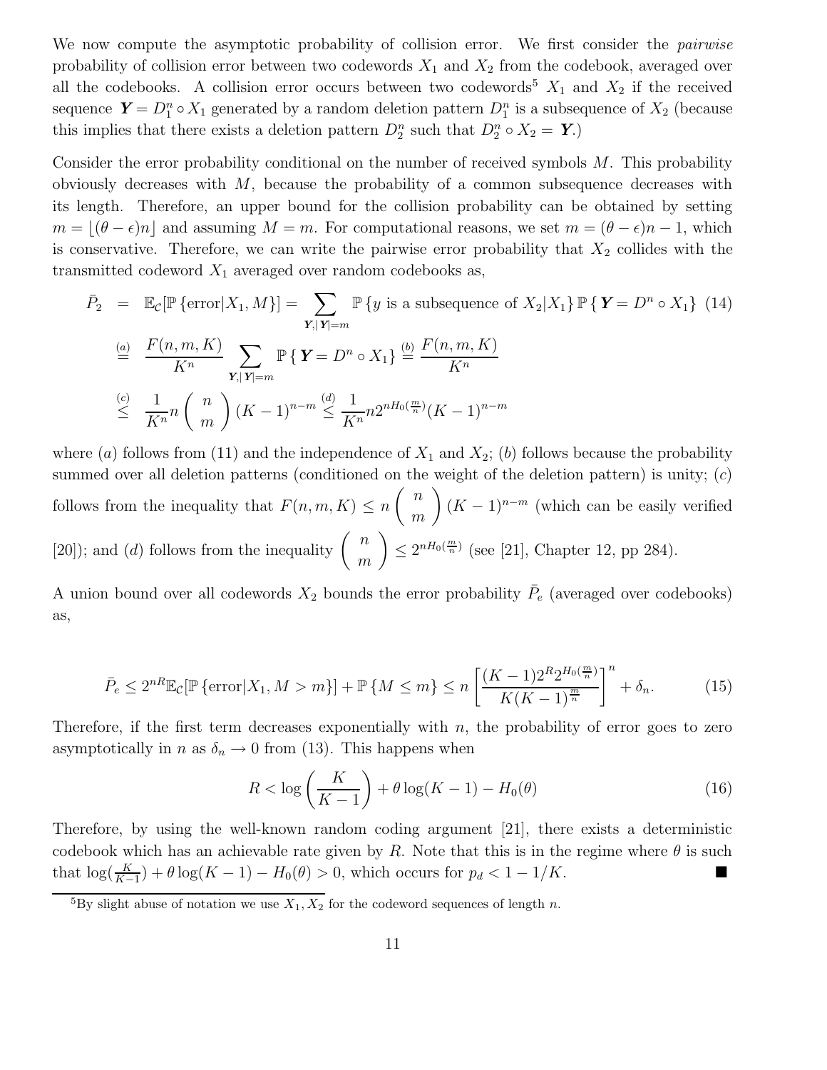We now compute the asymptotic probability of collision error. We first consider the *pairwise* probability of collision error between two codewords $X_1$ and $X_2$ from the codebook, averaged over all the codebooks. A collision error occurs between two codewords[5] $X_1$ and $X_2$ if the received sequence $\boldsymbol{Y} = D_1^n \circ X_1$ generated by a random deletion pattern $D_1^n$ is a subsequence of $X_2$ (because this implies that there exists a deletion pattern $D_2^n$ such that $D_2^n \circ X_2 = \boldsymbol{Y}$.)

Consider the error probability conditional on the number of received symbols $M$. This probability obviously decreases with $M$, because the probability of a common subsequence decreases with its length. Therefore, an upper bound for the collision probability can be obtained by setting $m = \lfloor(\theta - \epsilon)n\rfloor$ and assuming $M = m$. For computational reasons, we set $m = (\theta - \epsilon)n - 1$, which is conservative. Therefore, we can write the pairwise error probability that $X_2$ collides with the transmitted codeword $X_1$ averaged over random codebooks as,

$$
\begin{aligned}
\bar{P}_2 &= \mathbb{E}_{\mathcal{C}}[\mathbb{P}\{\text{error}|X_1, M\}] = \sum_{\boldsymbol{Y}, |\boldsymbol{Y}|=m} \mathbb{P}\{y \text{ is a subsequence of } X_2 | X_1\} \, \mathbb{P}\{\boldsymbol{Y} = D^n \circ X_1\} \quad (14) \\
&\overset{(a)}{=} \frac{F(n,m,K)}{K^n} \sum_{\boldsymbol{Y}, |\boldsymbol{Y}|=m} \mathbb{P}\{\boldsymbol{Y} = D^n \circ X_1\} \overset{(b)}{=} \frac{F(n,m,K)}{K^n} \\
&\overset{(c)}{\leq} \frac{1}{K^n} n \binom{n}{m} (K-1)^{n-m} \overset{(d)}{\leq} \frac{1}{K^n} n 2^{nH_0(\frac{m}{n})} (K-1)^{n-m}
\end{aligned}
$$

where $(a)$ follows from (11) and the independence of $X_1$ and $X_2$; $(b)$ follows because the probability summed over all deletion patterns (conditioned on the weight of the deletion pattern) is unity; $(c)$ follows from the inequality that $F(n,m,K) \leq n \binom{n}{m} (K-1)^{n-m}$ (which can be easily verified [20]); and $(d)$ follows from the inequality $\binom{n}{m} \leq 2^{nH_0(\frac{m}{n})}$ (see [21], Chapter 12, pp 284).

A union bound over all codewords $X_2$ bounds the error probability $\bar{P}_e$ (averaged over codebooks) as,

$$
\bar{P}_e \leq 2^{nR} \mathbb{E}_{\mathcal{C}}[\mathbb{P}\{\text{error}|X_1, M > m\}] + \mathbb{P}\{M \leq m\} \leq n \left[\frac{(K-1)2^R 2^{H_0(\frac{m}{n})}}{K(K-1)^{\frac{m}{n}}}\right]^n + \delta_n. \quad (15)
$$

Therefore, if the first term decreases exponentially with $n$, the probability of error goes to zero asymptotically in $n$ as $\delta_n \to 0$ from (13). This happens when

$$
R < \log\left(\frac{K}{K-1}\right) + \theta \log(K-1) - H_0(\theta) \quad (16)
$$

Therefore, by using the well-known random coding argument [21], there exists a deterministic codebook which has an achievable rate given by $R$. Note that this is in the regime where $\theta$ is such that $\log(\frac{K}{K-1}) + \theta \log(K-1) - H_0(\theta) > 0$, which occurs for $p_d < 1 - 1/K$. ■

[5] By slight abuse of notation we use $X_1, X_2$ for the codeword sequences of length $n$.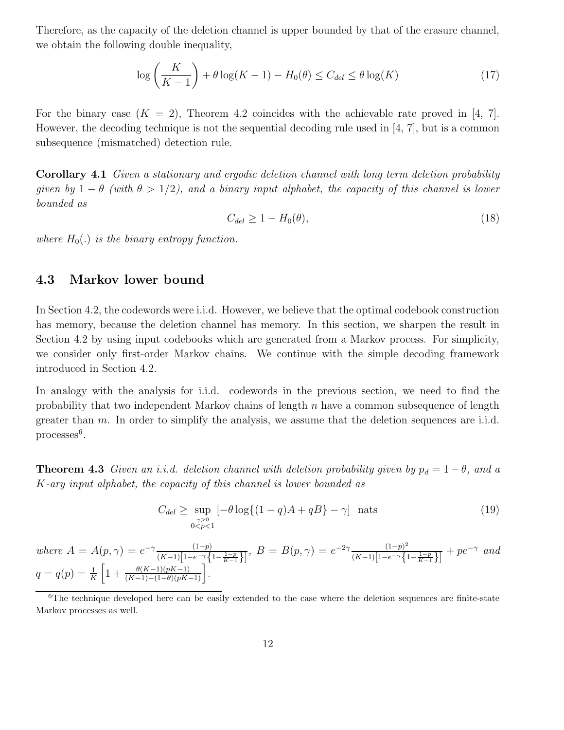Therefore, as the capacity of the deletion channel is upper bounded by that of the erasure channel, we obtain the following double inequality,

$$\log\left(\frac{K}{K-1}\right) + \theta\log(K-1) - H_0(\theta) \leq C_{del} \leq \theta\log(K) \tag{17}$$

For the binary case ($K = 2$), Theorem 4.2 coincides with the achievable rate proved in [4, 7]. However, the decoding technique is not the sequential decoding rule used in [4, 7], but is a common subsequence (mismatched) detection rule.

**Corollary 4.1** *Given a stationary and ergodic deletion channel with long term deletion probability given by $1-\theta$ (with $\theta > 1/2$), and a binary input alphabet, the capacity of this channel is lower bounded as*

$$C_{del} \geq 1 - H_0(\theta), \tag{18}$$

*where $H_0(.)$ is the binary entropy function.*

## 4.3 Markov lower bound

In Section 4.2, the codewords were i.i.d. However, we believe that the optimal codebook construction has memory, because the deletion channel has memory. In this section, we sharpen the result in Section 4.2 by using input codebooks which are generated from a Markov process. For simplicity, we consider only first-order Markov chains. We continue with the simple decoding framework introduced in Section 4.2.

In analogy with the analysis for i.i.d. codewords in the previous section, we need to find the probability that two independent Markov chains of length $n$ have a common subsequence of length greater than $m$. In order to simplify the analysis, we assume that the deletion sequences are i.i.d. processes[6].

**Theorem 4.3** *Given an i.i.d. deletion channel with deletion probability given by $p_d = 1-\theta$, and a $K$-ary input alphabet, the capacity of this channel is lower bounded as*

$$C_{del} \geq \sup_{\substack{\gamma>0 \\ 0<p<1}} \left[-\theta\log\{(1-q)A + qB\} - \gamma\right] \text{ nats} \tag{19}$$

*where* $A = A(p,\gamma) = e^{-\gamma}\frac{(1-p)}{(K-1)\left[1-e^{-\gamma}\left\{1-\frac{1-p}{K-1}\right\}\right]}$, $B = B(p,\gamma) = e^{-2\gamma}\frac{(1-p)^2}{(K-1)\left[1-e^{-\gamma}\left\{1-\frac{1-p}{K-1}\right\}\right]} + pe^{-\gamma}$ *and* $q = q(p) = \frac{1}{K}\left[1 + \frac{\theta(K-1)(pK-1)}{(K-1)-(1-\theta)(pK-1)}\right]$.

[6] The technique developed here can be easily extended to the case where the deletion sequences are finite-state Markov processes as well.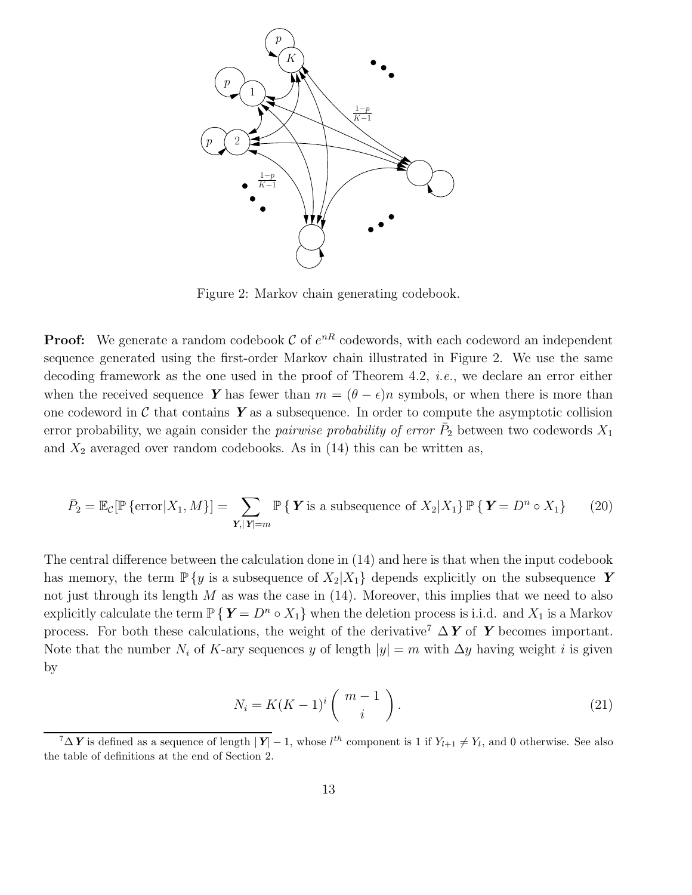Figure 2: Markov chain generating codebook.

**Proof:** We generate a random codebook $\mathcal{C}$ of $e^{nR}$ codewords, with each codeword an independent sequence generated using the first-order Markov chain illustrated in Figure 2. We use the same decoding framework as the one used in the proof of Theorem 4.2, *i.e.*, we declare an error either when the received sequence $\boldsymbol{Y}$ has fewer than $m = (\theta - \epsilon)n$ symbols, or when there is more than one codeword in $\mathcal{C}$ that contains $\boldsymbol{Y}$ as a subsequence. In order to compute the asymptotic collision error probability, we again consider the *pairwise probability of error* $\bar{P}_2$ between two codewords $X_1$ and $X_2$ averaged over random codebooks. As in (14) this can be written as,

$$\bar{P}_2 = \mathbb{E}_{\mathcal{C}}[\mathbb{P}\{\text{error}|X_1, M\}] = \sum_{\boldsymbol{Y}, |\boldsymbol{Y}|=m} \mathbb{P}\{\,\boldsymbol{Y} \text{ is a subsequence of } X_2|X_1\}\,\mathbb{P}\{\,\boldsymbol{Y} = D^n \circ X_1\} \tag{20}$$

The central difference between the calculation done in (14) and here is that when the input codebook has memory, the term $\mathbb{P}\{y \text{ is a subsequence of } X_2|X_1\}$ depends explicitly on the subsequence $\boldsymbol{Y}$ not just through its length $M$ as was the case in (14). Moreover, this implies that we need to also explicitly calculate the term $\mathbb{P}\{\,\boldsymbol{Y} = D^n \circ X_1\}$ when the deletion process is i.i.d. and $X_1$ is a Markov process. For both these calculations, the weight of the derivative[7] $\Delta\boldsymbol{Y}$ of $\boldsymbol{Y}$ becomes important. Note that the number $N_i$ of $K$-ary sequences $y$ of length $|y| = m$ with $\Delta y$ having weight $i$ is given by

$$N_i = K(K-1)^i \binom{m-1}{i}. \tag{21}$$

[7] $\Delta\boldsymbol{Y}$ is defined as a sequence of length $|\boldsymbol{Y}| - 1$, whose $l^{th}$ component is 1 if $Y_{l+1} \neq Y_l$, and 0 otherwise. See also the table of definitions at the end of Section 2.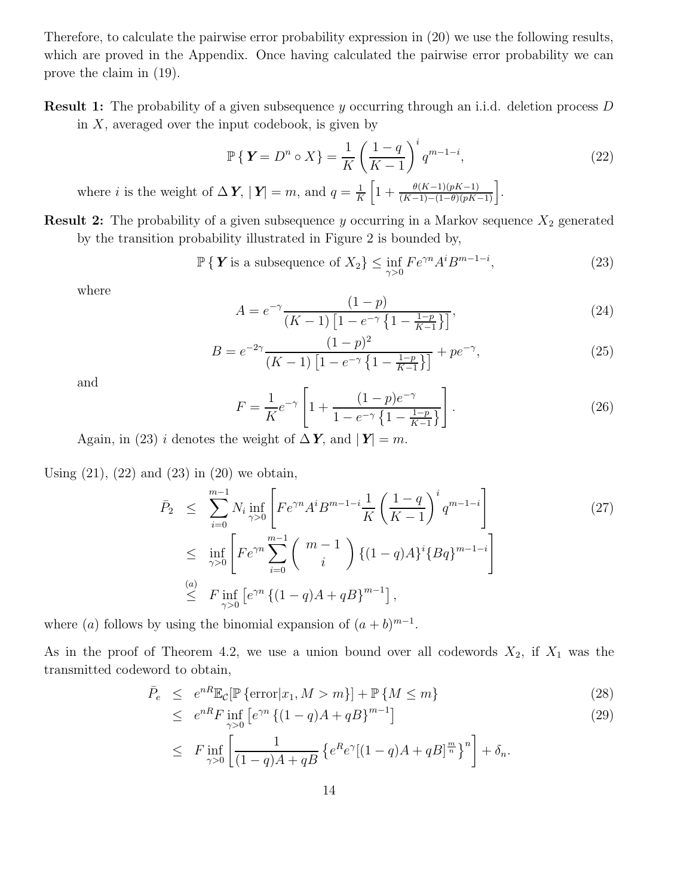Therefore, to calculate the pairwise error probability expression in (20) we use the following results, which are proved in the Appendix. Once having calculated the pairwise error probability we can prove the claim in (19).

**Result 1:** The probability of a given subsequence $y$ occurring through an i.i.d. deletion process $D$ in $X$, averaged over the input codebook, is given by

$$\mathbb{P}\left\{\boldsymbol{Y} = D^n \circ X\right\} = \frac{1}{K}\left(\frac{1-q}{K-1}\right)^i q^{m-1-i}, \tag{22}$$

where $i$ is the weight of $\Delta\boldsymbol{Y}$, $|\boldsymbol{Y}| = m$, and $q = \frac{1}{K}\left[1 + \frac{\theta(K-1)(pK-1)}{(K-1)-(1-\theta)(pK-1)}\right]$.

**Result 2:** The probability of a given subsequence $y$ occurring in a Markov sequence $X_2$ generated by the transition probability illustrated in Figure 2 is bounded by,

$$\mathbb{P}\left\{\boldsymbol{Y} \text{ is a subsequence of } X_2\right\} \leq \inf_{\gamma>0} F e^{\gamma n} A^i B^{m-1-i}, \tag{23}$$

where

$$A = e^{-\gamma}\frac{(1-p)}{(K-1)\left[1 - e^{-\gamma}\left\{1 - \frac{1-p}{K-1}\right\}\right]}, \tag{24}$$

$$B = e^{-2\gamma}\frac{(1-p)^2}{(K-1)\left[1 - e^{-\gamma}\left\{1 - \frac{1-p}{K-1}\right\}\right]} + pe^{-\gamma}, \tag{25}$$

and

$$F = \frac{1}{K}e^{-\gamma}\left[1 + \frac{(1-p)e^{-\gamma}}{1 - e^{-\gamma}\left\{1 - \frac{1-p}{K-1}\right\}}\right]. \tag{26}$$

Again, in (23) $i$ denotes the weight of $\Delta\boldsymbol{Y}$, and $|\boldsymbol{Y}| = m$.

Using (21), (22) and (23) in (20) we obtain,

$$\begin{aligned}
\bar{P}_2 &\leq \sum_{i=0}^{m-1} N_i \inf_{\gamma>0}\left[F e^{\gamma n} A^i B^{m-1-i} \frac{1}{K}\left(\frac{1-q}{K-1}\right)^i q^{m-1-i}\right] \qquad (27)\\
&\leq \inf_{\gamma>0}\left[F e^{\gamma n}\sum_{i=0}^{m-1}\binom{m-1}{i}\{(1-q)A\}^i\{Bq\}^{m-1-i}\right]\\
&\overset{(a)}{\leq} F \inf_{\gamma>0}\left[e^{\gamma n}\left\{(1-q)A + qB\right\}^{m-1}\right],
\end{aligned}$$

where $(a)$ follows by using the binomial expansion of $(a+b)^{m-1}$.

As in the proof of Theorem 4.2, we use a union bound over all codewords $X_2$, if $X_1$ was the transmitted codeword to obtain,

$$\begin{aligned}
\bar{P}_e &\leq e^{nR}\mathbb{E}_{\mathcal{C}}[\mathbb{P}\left\{\text{error}|x_1, M > m\right\}] + \mathbb{P}\left\{M \leq m\right\} \qquad (28)\\
&\leq e^{nR} F \inf_{\gamma>0}\left[e^{\gamma n}\left\{(1-q)A + qB\right\}^{m-1}\right] \qquad (29)\\
&\leq F \inf_{\gamma>0}\left[\frac{1}{(1-q)A + qB}\left\{e^R e^{\gamma}[(1-q)A + qB]^{\frac{m}{n}}\right\}^n\right] + \delta_n.
\end{aligned}$$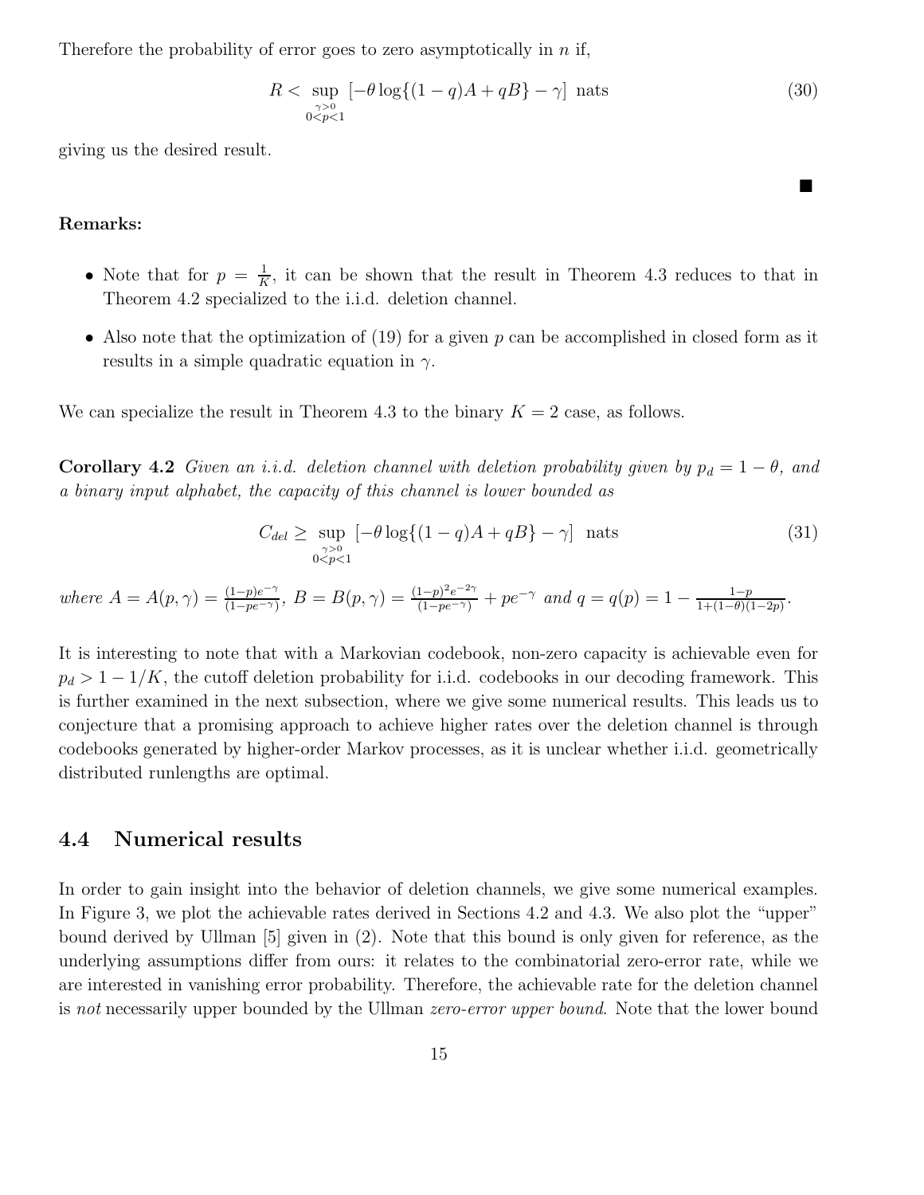Therefore the probability of error goes to zero asymptotically in $n$ if,

$$R < \sup_{\substack{\gamma>0 \\ 0<p<1}} \left[-\theta \log\{(1-q)A + qB\} - \gamma\right] \text{ nats} \tag{30}$$

giving us the desired result.

■

**Remarks:**

- Note that for $p = \frac{1}{K}$, it can be shown that the result in Theorem 4.3 reduces to that in Theorem 4.2 specialized to the i.i.d. deletion channel.
- Also note that the optimization of (19) for a given $p$ can be accomplished in closed form as it results in a simple quadratic equation in $\gamma$.

We can specialize the result in Theorem 4.3 to the binary $K = 2$ case, as follows.

**Corollary 4.2** *Given an i.i.d. deletion channel with deletion probability given by $p_d = 1 - \theta$, and a binary input alphabet, the capacity of this channel is lower bounded as*

$$C_{del} \geq \sup_{\substack{\gamma>0 \\ 0<p<1}} \left[-\theta \log\{(1-q)A + qB\} - \gamma\right] \text{ nats} \tag{31}$$

*where* $A = A(p,\gamma) = \frac{(1-p)e^{-\gamma}}{(1-pe^{-\gamma})}$, $B = B(p,\gamma) = \frac{(1-p)^2 e^{-2\gamma}}{(1-pe^{-\gamma})} + pe^{-\gamma}$ *and* $q = q(p) = 1 - \frac{1-p}{1+(1-\theta)(1-2p)}$.

It is interesting to note that with a Markovian codebook, non-zero capacity is achievable even for $p_d > 1 - 1/K$, the cutoff deletion probability for i.i.d. codebooks in our decoding framework. This is further examined in the next subsection, where we give some numerical results. This leads us to conjecture that a promising approach to achieve higher rates over the deletion channel is through codebooks generated by higher-order Markov processes, as it is unclear whether i.i.d. geometrically distributed runlengths are optimal.

## 4.4 Numerical results

In order to gain insight into the behavior of deletion channels, we give some numerical examples. In Figure 3, we plot the achievable rates derived in Sections 4.2 and 4.3. We also plot the "upper" bound derived by Ullman [5] given in (2). Note that this bound is only given for reference, as the underlying assumptions differ from ours: it relates to the combinatorial zero-error rate, while we are interested in vanishing error probability. Therefore, the achievable rate for the deletion channel is *not* necessarily upper bounded by the Ullman *zero-error upper bound*. Note that the lower bound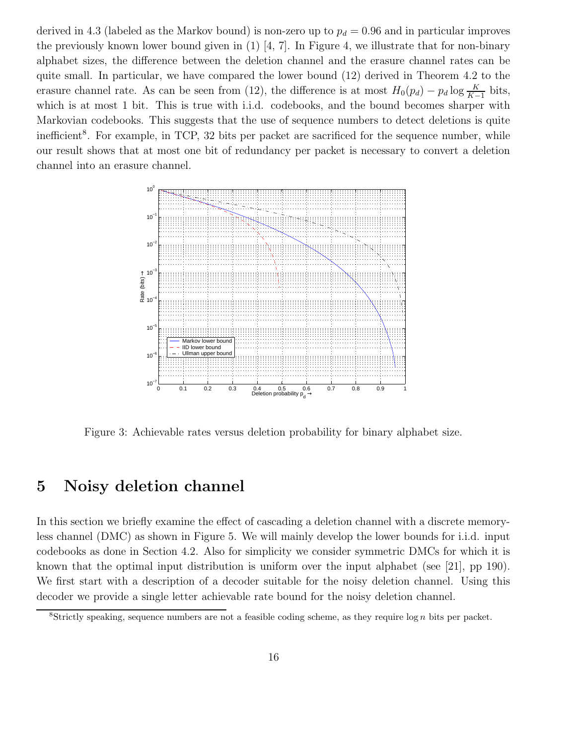derived in 4.3 (labeled as the Markov bound) is non-zero up to $p_d = 0.96$ and in particular improves the previously known lower bound given in (1) [4, 7]. In Figure 4, we illustrate that for non-binary alphabet sizes, the difference between the deletion channel and the erasure channel rates can be quite small. In particular, we have compared the lower bound (12) derived in Theorem 4.2 to the erasure channel rate. As can be seen from (12), the difference is at most $H_0(p_d) - p_d \log \frac{K}{K-1}$ bits, which is at most 1 bit. This is true with i.i.d. codebooks, and the bound becomes sharper with Markovian codebooks. This suggests that the use of sequence numbers to detect deletions is quite inefficient[8]. For example, in TCP, 32 bits per packet are sacrificed for the sequence number, while our result shows that at most one bit of redundancy per packet is necessary to convert a deletion channel into an erasure channel.

Rate (bits) →

Deletion probability $p_d$ →

Markov lower bound
IID lower bound
Ullman upper bound

$10^0$
$10^{-1}$
$10^{-2}$
$10^{-3}$
$10^{-4}$
$10^{-5}$
$10^{-6}$
$10^{-7}$

0 0.1 0.2 0.3 0.4 0.5 0.6 0.7 0.8 0.9 1

Figure 3: Achievable rates versus deletion probability for binary alphabet size.

# 5 Noisy deletion channel

In this section we briefly examine the effect of cascading a deletion channel with a discrete memoryless channel (DMC) as shown in Figure 5. We will mainly develop the lower bounds for i.i.d. input codebooks as done in Section 4.2. Also for simplicity we consider symmetric DMCs for which it is known that the optimal input distribution is uniform over the input alphabet (see [21], pp 190). We first start with a description of a decoder suitable for the noisy deletion channel. Using this decoder we provide a single letter achievable rate bound for the noisy deletion channel.

[8] Strictly speaking, sequence numbers are not a feasible coding scheme, as they require $\log n$ bits per packet.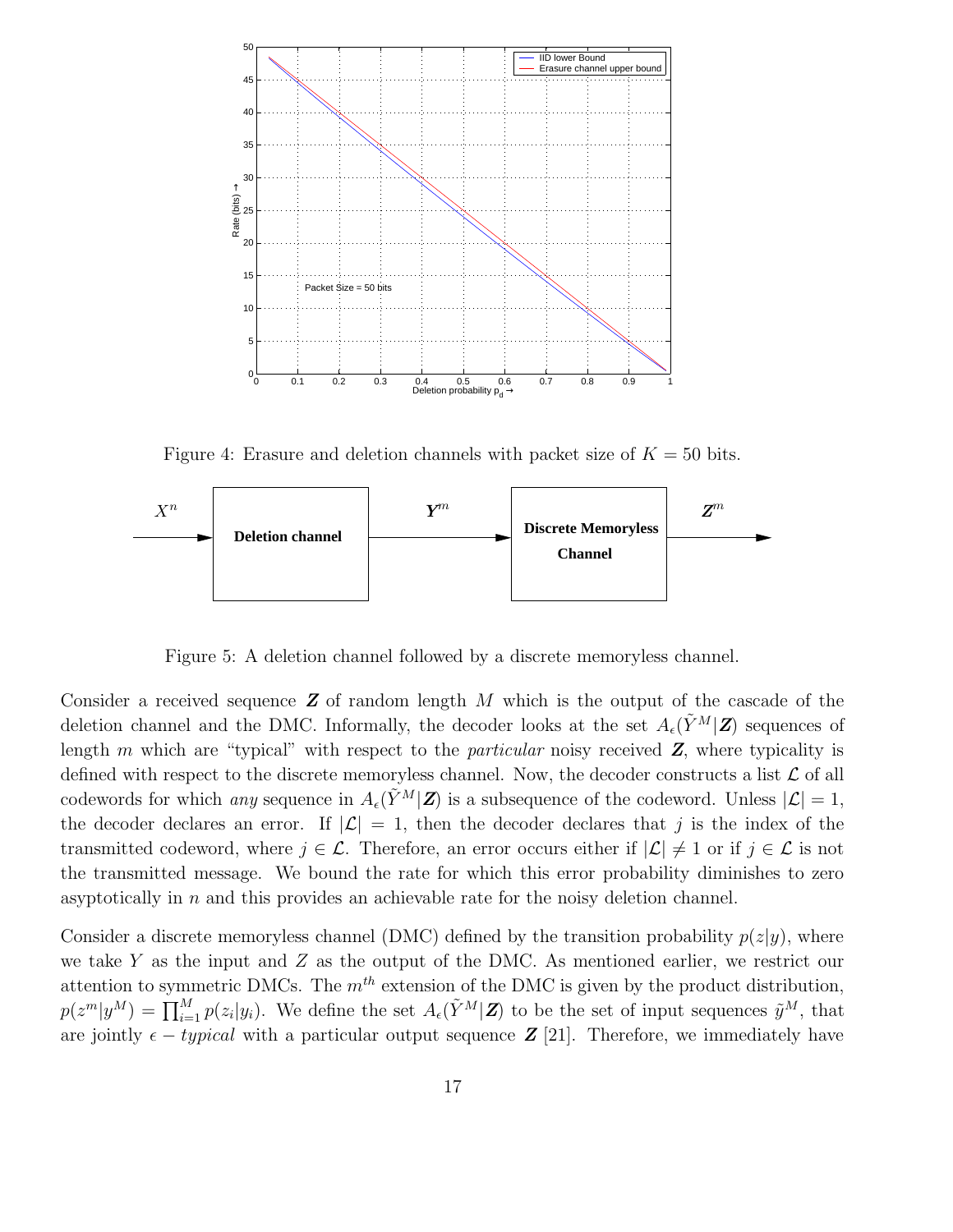50
45
40
35
30
25
20
15
10
5
0

0 0.1 0.2 0.3 0.4 0.5 0.6 0.7 0.8 0.9 1

Rate (bits) →

Deletion probability $p_d$ →

IID lower Bound
Erasure channel upper bound

Packet Size = 50 bits

Figure 4: Erasure and deletion channels with packet size of $K = 50$ bits.

$X^n$

**Deletion channel**

$\boldsymbol{Y}^m$

**Discrete Memoryless Channel**

$\boldsymbol{Z}^m$

Figure 5: A deletion channel followed by a discrete memoryless channel.

Consider a received sequence $\boldsymbol{Z}$ of random length $M$ which is the output of the cascade of the deletion channel and the DMC. Informally, the decoder looks at the set $A_\epsilon(\tilde{Y}^M|\boldsymbol{Z})$ sequences of length $m$ which are "typical" with respect to the *particular* noisy received $\boldsymbol{Z}$, where typicality is defined with respect to the discrete memoryless channel. Now, the decoder constructs a list $\mathcal{L}$ of all codewords for which *any* sequence in $A_\epsilon(\tilde{Y}^M|\boldsymbol{Z})$ is a subsequence of the codeword. Unless $|\mathcal{L}| = 1$, the decoder declares an error. If $|\mathcal{L}| = 1$, then the decoder declares that $j$ is the index of the transmitted codeword, where $j \in \mathcal{L}$. Therefore, an error occurs either if $|\mathcal{L}| \neq 1$ or if $j \in \mathcal{L}$ is not the transmitted message. We bound the rate for which this error probability diminishes to zero asyptotically in $n$ and this provides an achievable rate for the noisy deletion channel.

Consider a discrete memoryless channel (DMC) defined by the transition probability $p(z|y)$, where we take $Y$ as the input and $Z$ as the output of the DMC. As mentioned earlier, we restrict our attention to symmetric DMCs. The $m^{th}$ extension of the DMC is given by the product distribution, $p(z^m|y^M) = \prod_{i=1}^{M} p(z_i|y_i)$. We define the set $A_\epsilon(\tilde{Y}^M|\boldsymbol{Z})$ to be the set of input sequences $\tilde{y}^M$, that are jointly $\epsilon - typical$ with a particular output sequence $\boldsymbol{Z}$ [21]. Therefore, we immediately have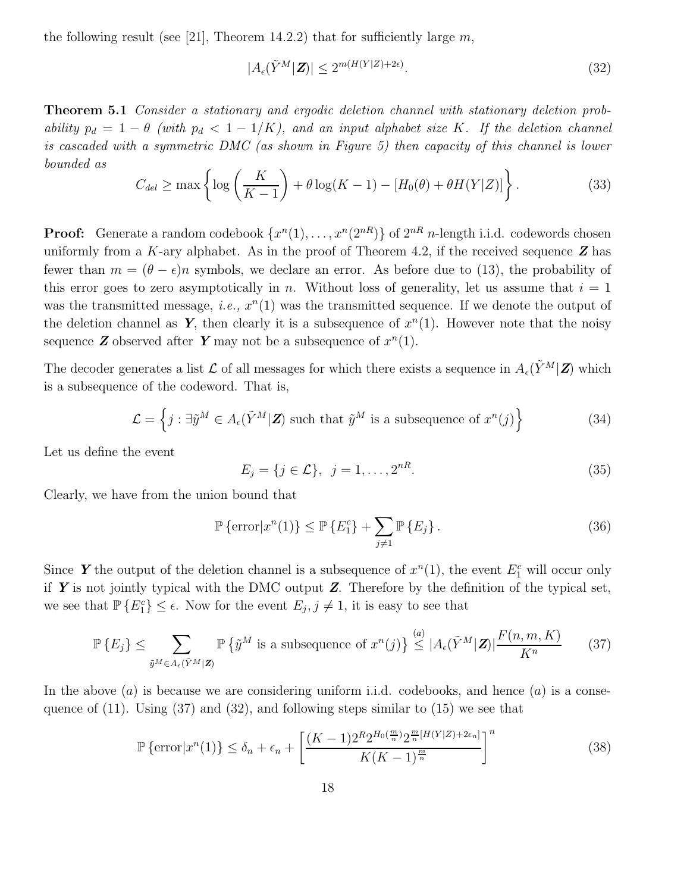the following result (see [21], Theorem 14.2.2) that for sufficiently large $m$,

$$|A_\epsilon(\tilde{Y}^M|\boldsymbol{Z})| \le 2^{m(H(Y|Z)+2\epsilon)}. \tag{32}$$

**Theorem 5.1** *Consider a stationary and ergodic deletion channel with stationary deletion probability $p_d = 1-\theta$ (with $p_d < 1 - 1/K$), and an input alphabet size $K$. If the deletion channel is cascaded with a symmetric DMC (as shown in Figure 5) then capacity of this channel is lower bounded as*

$$C_{del} \ge \max\left\{ \log\left(\frac{K}{K-1}\right) + \theta \log(K-1) - \left[H_0(\theta) + \theta H(Y|Z)\right] \right\}. \tag{33}$$

**Proof:** Generate a random codebook $\{x^n(1), \ldots, x^n(2^{nR})\}$ of $2^{nR}$ $n$-length i.i.d. codewords chosen uniformly from a $K$-ary alphabet. As in the proof of Theorem 4.2, if the received sequence $\boldsymbol{Z}$ has fewer than $m = (\theta - \epsilon)n$ symbols, we declare an error. As before due to (13), the probability of this error goes to zero asymptotically in $n$. Without loss of generality, let us assume that $i = 1$ was the transmitted message, *i.e.,* $x^n(1)$ was the transmitted sequence. If we denote the output of the deletion channel as $\boldsymbol{Y}$, then clearly it is a subsequence of $x^n(1)$. However note that the noisy sequence $\boldsymbol{Z}$ observed after $\boldsymbol{Y}$ may not be a subsequence of $x^n(1)$.

The decoder generates a list $\mathcal{L}$ of all messages for which there exists a sequence in $A_\epsilon(\tilde{Y}^M|\boldsymbol{Z})$ which is a subsequence of the codeword. That is,

$$\mathcal{L} = \left\{ j : \exists \tilde{y}^M \in A_\epsilon(\tilde{Y}^M|\boldsymbol{Z}) \text{ such that } \tilde{y}^M \text{ is a subsequence of } x^n(j) \right\} \tag{34}$$

Let us define the event

$$E_j = \{j \in \mathcal{L}\}, \quad j = 1, \ldots, 2^{nR}. \tag{35}$$

Clearly, we have from the union bound that

$$\mathbb{P}\{\text{error}|x^n(1)\} \le \mathbb{P}\{E_1^c\} + \sum_{j \ne 1} \mathbb{P}\{E_j\}. \tag{36}$$

Since $\boldsymbol{Y}$ the output of the deletion channel is a subsequence of $x^n(1)$, the event $E_1^c$ will occur only if $\boldsymbol{Y}$ is not jointly typical with the DMC output $\boldsymbol{Z}$. Therefore by the definition of the typical set, we see that $\mathbb{P}\{E_1^c\} \le \epsilon$. Now for the event $E_j, j \ne 1$, it is easy to see that

$$\mathbb{P}\{E_j\} \le \sum_{\tilde{y}^M \in A_\epsilon(\tilde{Y}^M|\boldsymbol{Z})} \mathbb{P}\left\{\tilde{y}^M \text{ is a subsequence of } x^n(j)\right\} \overset{(a)}{\le} |A_\epsilon(\tilde{Y}^M|\boldsymbol{Z})| \frac{F(n,m,K)}{K^n} \tag{37}$$

In the above $(a)$ is because we are considering uniform i.i.d. codebooks, and hence $(a)$ is a consequence of (11). Using (37) and (32), and following steps similar to (15) we see that

$$\mathbb{P}\{\text{error}|x^n(1)\} \le \delta_n + \epsilon_n + \left[ \frac{(K-1)2^R 2^{H_0(\frac{m}{n})} 2^{\frac{m}{n}[H(Y|Z)+2\epsilon_n]}}{K(K-1)^{\frac{m}{n}}} \right]^n \tag{38}$$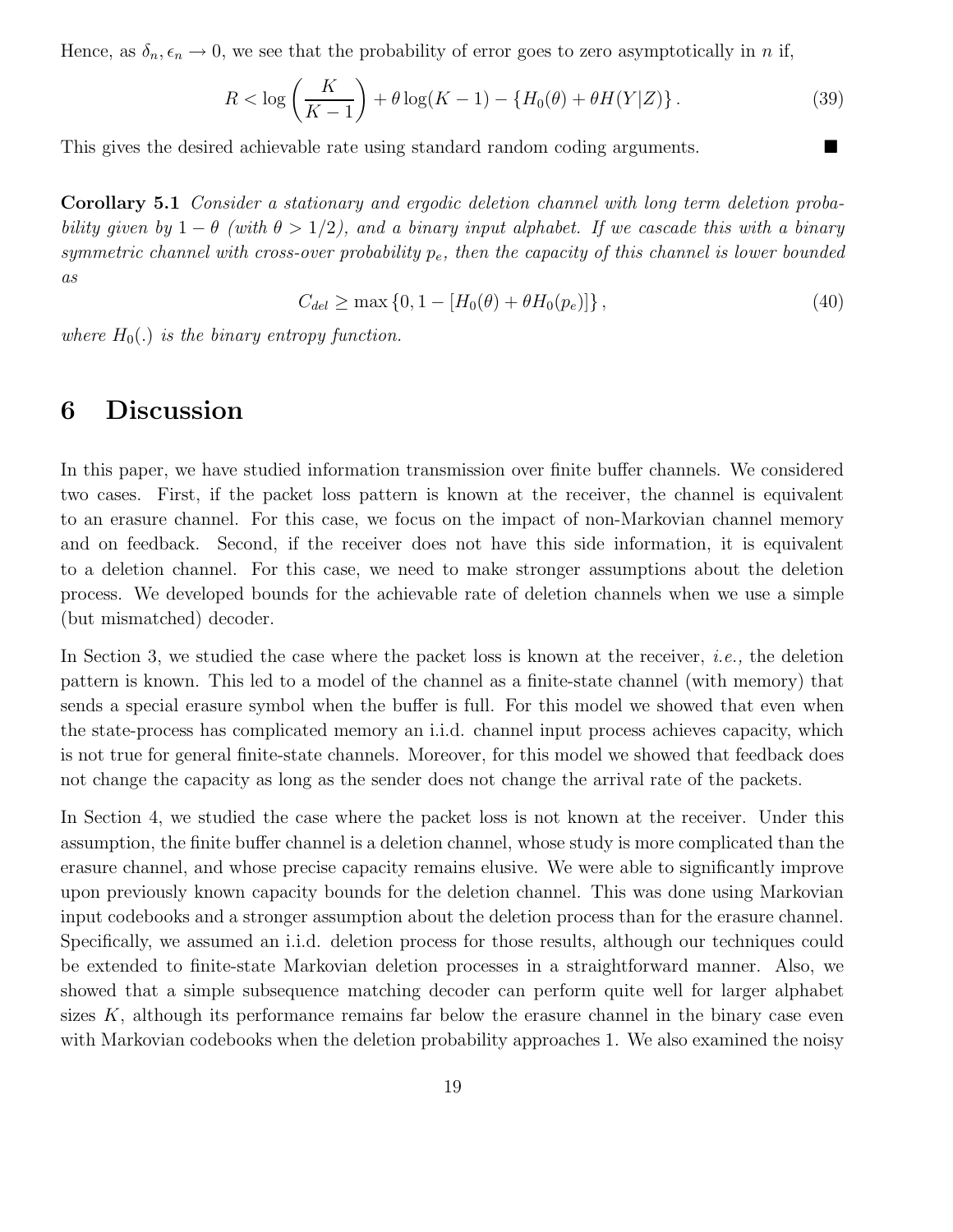Hence, as $\delta_n, \epsilon_n \to 0$, we see that the probability of error goes to zero asymptotically in $n$ if,

$$R < \log\left(\frac{K}{K-1}\right) + \theta \log(K-1) - \{H_0(\theta) + \theta H(Y|Z)\}. \tag{39}$$

This gives the desired achievable rate using standard random coding arguments. ∎

**Corollary 5.1** *Consider a stationary and ergodic deletion channel with long term deletion probability given by $1-\theta$ (with $\theta > 1/2$), and a binary input alphabet. If we cascade this with a binary symmetric channel with cross-over probability $p_e$, then the capacity of this channel is lower bounded as*

$$C_{del} \geq \max\{0, 1 - [H_0(\theta) + \theta H_0(p_e)]\}, \tag{40}$$

*where $H_0(.)$ is the binary entropy function.*

# 6 Discussion

In this paper, we have studied information transmission over finite buffer channels. We considered two cases. First, if the packet loss pattern is known at the receiver, the channel is equivalent to an erasure channel. For this case, we focus on the impact of non-Markovian channel memory and on feedback. Second, if the receiver does not have this side information, it is equivalent to a deletion channel. For this case, we need to make stronger assumptions about the deletion process. We developed bounds for the achievable rate of deletion channels when we use a simple (but mismatched) decoder.

In Section 3, we studied the case where the packet loss is known at the receiver, *i.e.,* the deletion pattern is known. This led to a model of the channel as a finite-state channel (with memory) that sends a special erasure symbol when the buffer is full. For this model we showed that even when the state-process has complicated memory an i.i.d. channel input process achieves capacity, which is not true for general finite-state channels. Moreover, for this model we showed that feedback does not change the capacity as long as the sender does not change the arrival rate of the packets.

In Section 4, we studied the case where the packet loss is not known at the receiver. Under this assumption, the finite buffer channel is a deletion channel, whose study is more complicated than the erasure channel, and whose precise capacity remains elusive. We were able to significantly improve upon previously known capacity bounds for the deletion channel. This was done using Markovian input codebooks and a stronger assumption about the deletion process than for the erasure channel. Specifically, we assumed an i.i.d. deletion process for those results, although our techniques could be extended to finite-state Markovian deletion processes in a straightforward manner. Also, we showed that a simple subsequence matching decoder can perform quite well for larger alphabet sizes $K$, although its performance remains far below the erasure channel in the binary case even with Markovian codebooks when the deletion probability approaches 1. We also examined the noisy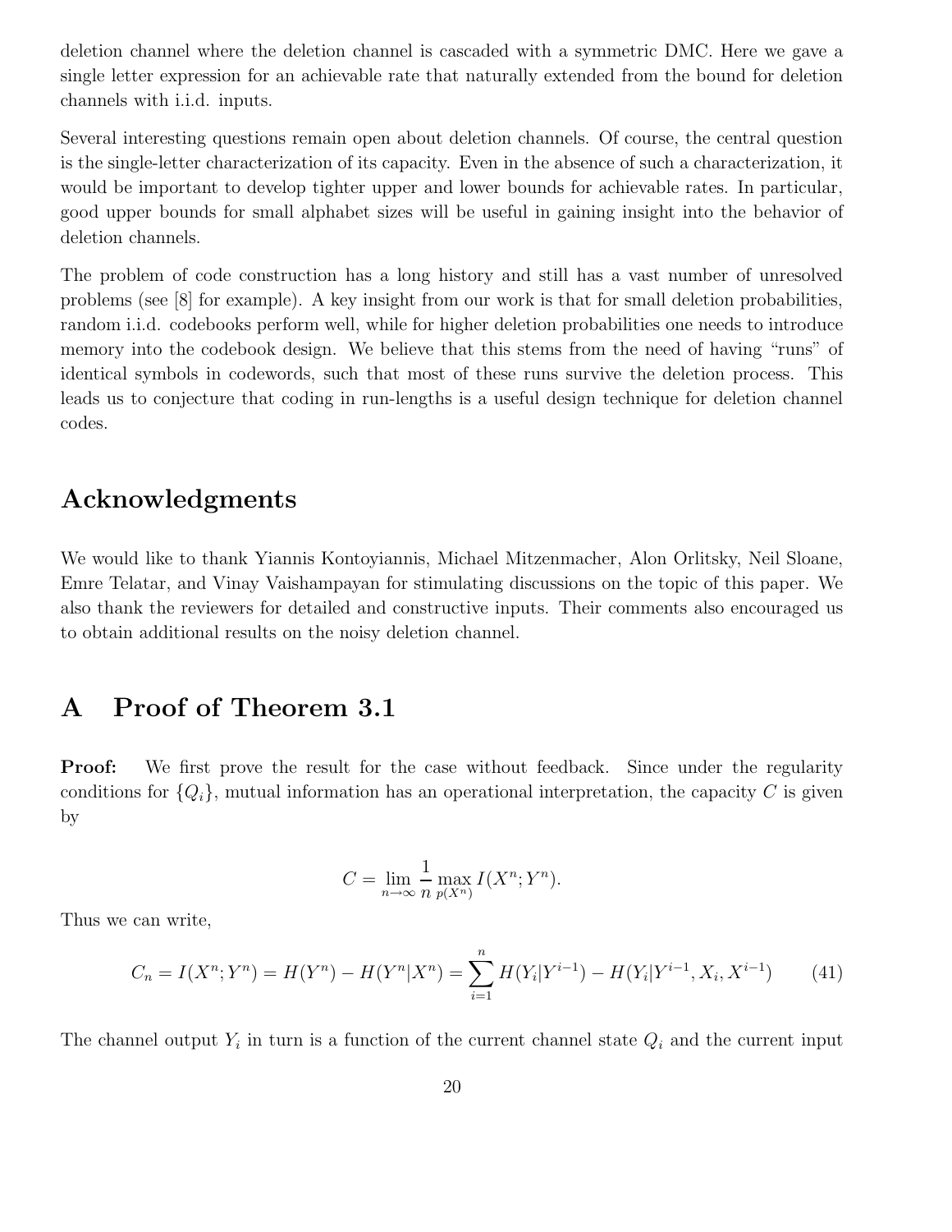deletion channel where the deletion channel is cascaded with a symmetric DMC. Here we gave a single letter expression for an achievable rate that naturally extended from the bound for deletion channels with i.i.d. inputs.

Several interesting questions remain open about deletion channels. Of course, the central question is the single-letter characterization of its capacity. Even in the absence of such a characterization, it would be important to develop tighter upper and lower bounds for achievable rates. In particular, good upper bounds for small alphabet sizes will be useful in gaining insight into the behavior of deletion channels.

The problem of code construction has a long history and still has a vast number of unresolved problems (see [8] for example). A key insight from our work is that for small deletion probabilities, random i.i.d. codebooks perform well, while for higher deletion probabilities one needs to introduce memory into the codebook design. We believe that this stems from the need of having "runs" of identical symbols in codewords, such that most of these runs survive the deletion process. This leads us to conjecture that coding in run-lengths is a useful design technique for deletion channel codes.

## Acknowledgments

We would like to thank Yiannis Kontoyiannis, Michael Mitzenmacher, Alon Orlitsky, Neil Sloane, Emre Telatar, and Vinay Vaishampayan for stimulating discussions on the topic of this paper. We also thank the reviewers for detailed and constructive inputs. Their comments also encouraged us to obtain additional results on the noisy deletion channel.

## A Proof of Theorem 3.1

**Proof:** We first prove the result for the case without feedback. Since under the regularity conditions for $\{Q_i\}$, mutual information has an operational interpretation, the capacity $C$ is given by

$$C = \lim_{n\to\infty} \frac{1}{n} \max_{p(X^n)} I(X^n; Y^n).$$

Thus we can write,

$$C_n = I(X^n; Y^n) = H(Y^n) - H(Y^n|X^n) = \sum_{i=1}^{n} H(Y_i|Y^{i-1}) - H(Y_i|Y^{i-1}, X_i, X^{i-1}) \tag{41}$$

The channel output $Y_i$ in turn is a function of the current channel state $Q_i$ and the current input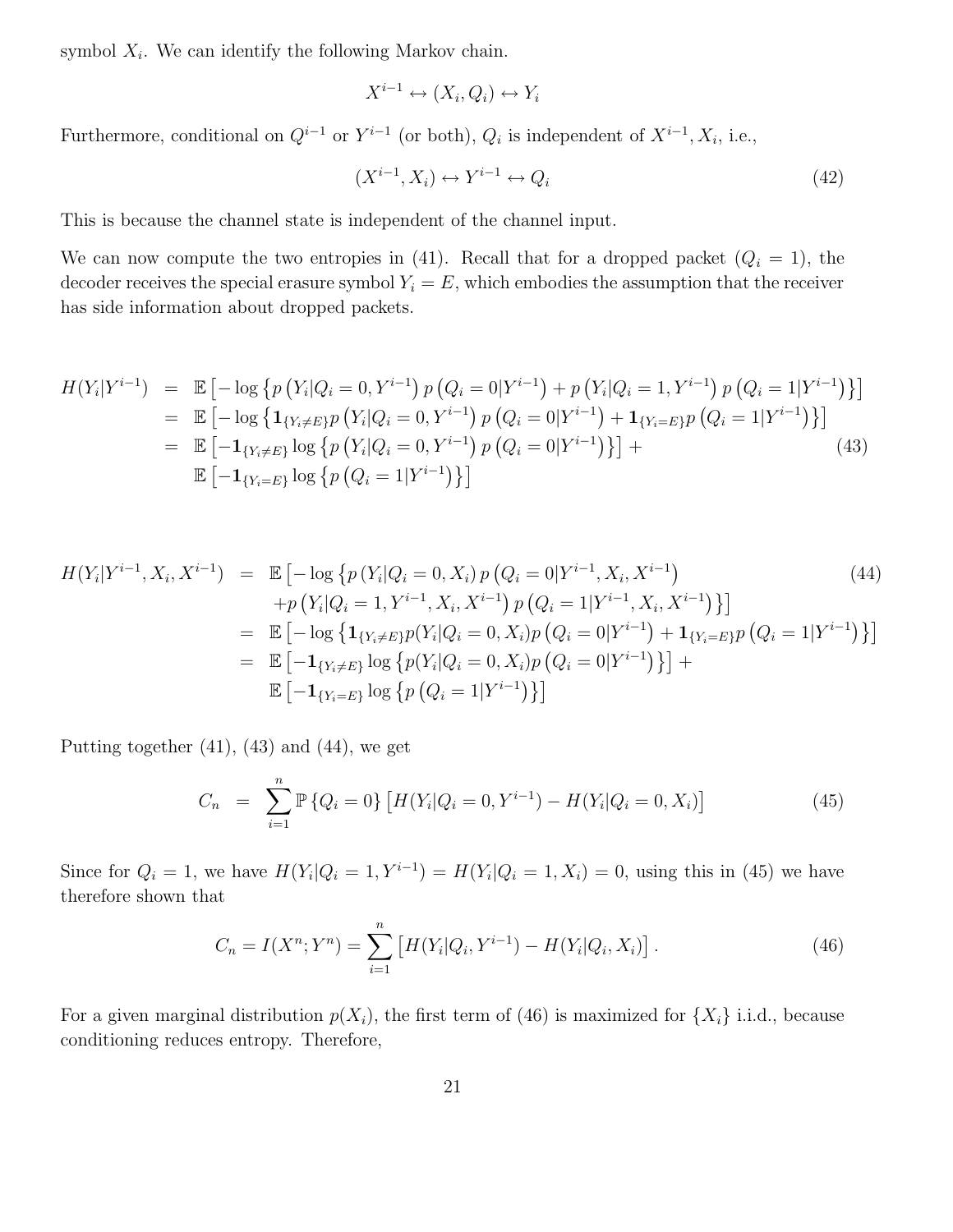symbol $X_i$. We can identify the following Markov chain.

$$X^{i-1} \leftrightarrow (X_i, Q_i) \leftrightarrow Y_i$$

Furthermore, conditional on $Q^{i-1}$ or $Y^{i-1}$ (or both), $Q_i$ is independent of $X^{i-1}, X_i$, i.e.,

$$(X^{i-1}, X_i) \leftrightarrow Y^{i-1} \leftrightarrow Q_i \tag{42}$$

This is because the channel state is independent of the channel input.

We can now compute the two entropies in (41). Recall that for a dropped packet ($Q_i = 1$), the decoder receives the special erasure symbol $Y_i = E$, which embodies the assumption that the receiver has side information about dropped packets.

$$\begin{aligned}
H(Y_i|Y^{i-1}) &= \mathbb{E}\left[-\log\left\{p\left(Y_i|Q_i=0,Y^{i-1}\right)p\left(Q_i=0|Y^{i-1}\right)+p\left(Y_i|Q_i=1,Y^{i-1}\right)p\left(Q_i=1|Y^{i-1}\right)\right\}\right] \\
&= \mathbb{E}\left[-\log\left\{\mathbf{1}_{\{Y_i\neq E\}}p\left(Y_i|Q_i=0,Y^{i-1}\right)p\left(Q_i=0|Y^{i-1}\right)+\mathbf{1}_{\{Y_i=E\}}p\left(Q_i=1|Y^{i-1}\right)\right\}\right] \\
&= \mathbb{E}\left[-\mathbf{1}_{\{Y_i\neq E\}}\log\left\{p\left(Y_i|Q_i=0,Y^{i-1}\right)p\left(Q_i=0|Y^{i-1}\right)\right\}\right]+ \qquad (43)\\
&\quad\ \mathbb{E}\left[-\mathbf{1}_{\{Y_i=E\}}\log\left\{p\left(Q_i=1|Y^{i-1}\right)\right\}\right]
\end{aligned}$$

$$\begin{aligned}
H(Y_i|Y^{i-1},X_i,X^{i-1}) &= \mathbb{E}\left[-\log\left\{p\left(Y_i|Q_i=0,X_i\right)p\left(Q_i=0|Y^{i-1},X_i,X^{i-1}\right)\right.\right. \qquad (44)\\
&\quad \left.\left.+p\left(Y_i|Q_i=1,Y^{i-1},X_i,X^{i-1}\right)p\left(Q_i=1|Y^{i-1},X_i,X^{i-1}\right)\right\}\right] \\
&= \mathbb{E}\left[-\log\left\{\mathbf{1}_{\{Y_i\neq E\}}p(Y_i|Q_i=0,X_i)p\left(Q_i=0|Y^{i-1}\right)+\mathbf{1}_{\{Y_i=E\}}p\left(Q_i=1|Y^{i-1}\right)\right\}\right] \\
&= \mathbb{E}\left[-\mathbf{1}_{\{Y_i\neq E\}}\log\left\{p(Y_i|Q_i=0,X_i)p\left(Q_i=0|Y^{i-1}\right)\right\}\right]+ \\
&\quad\ \mathbb{E}\left[-\mathbf{1}_{\{Y_i=E\}}\log\left\{p\left(Q_i=1|Y^{i-1}\right)\right\}\right]
\end{aligned}$$

Putting together (41), (43) and (44), we get

$$C_n = \sum_{i=1}^{n}\mathbb{P}\left\{Q_i=0\right\}\left[H(Y_i|Q_i=0,Y^{i-1})-H(Y_i|Q_i=0,X_i)\right] \tag{45}$$

Since for $Q_i = 1$, we have $H(Y_i|Q_i = 1, Y^{i-1}) = H(Y_i|Q_i = 1, X_i) = 0$, using this in (45) we have therefore shown that

$$C_n = I(X^n;Y^n) = \sum_{i=1}^{n}\left[H(Y_i|Q_i,Y^{i-1})-H(Y_i|Q_i,X_i)\right]. \tag{46}$$

For a given marginal distribution $p(X_i)$, the first term of (46) is maximized for $\{X_i\}$ i.i.d., because conditioning reduces entropy. Therefore,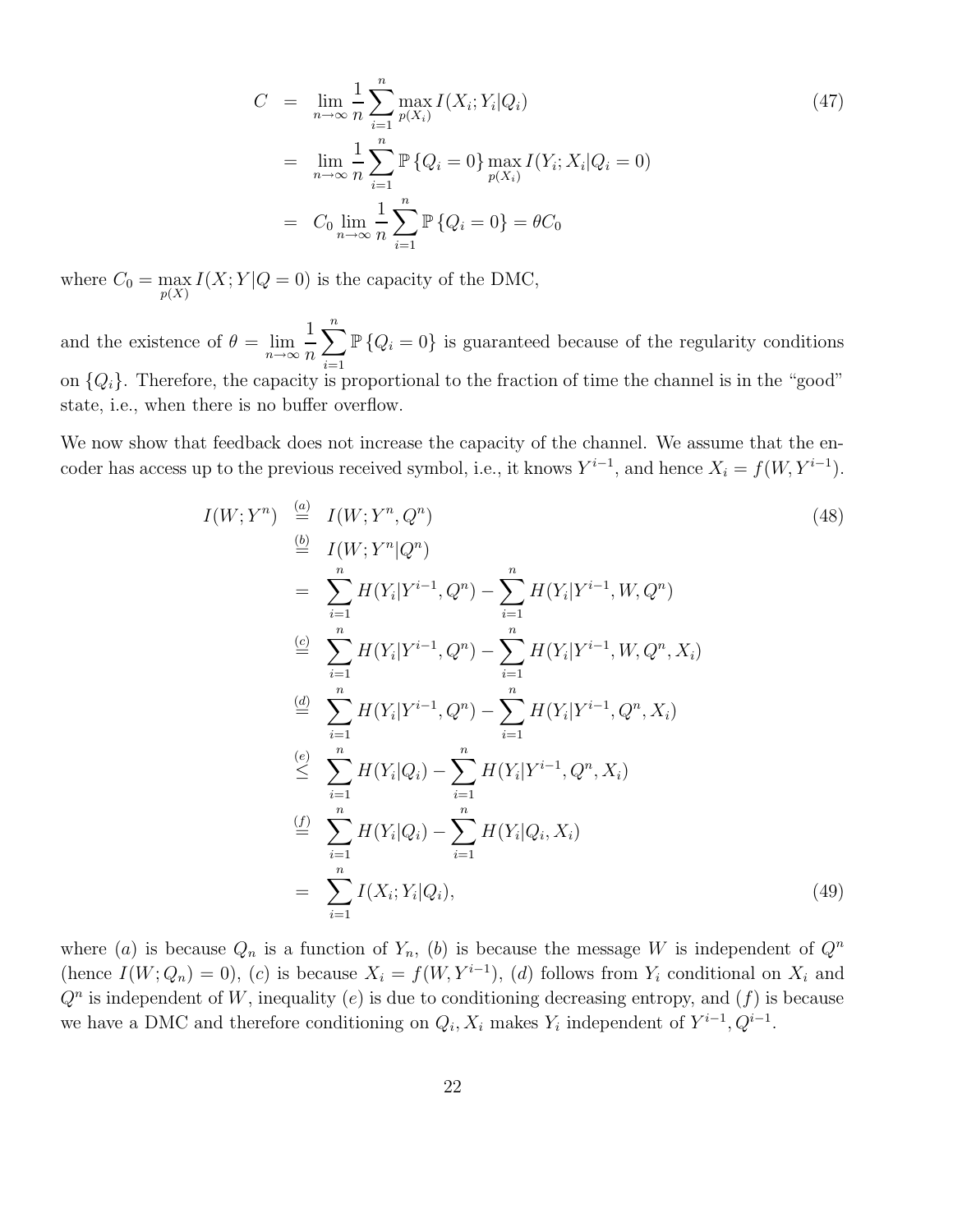$$
\begin{aligned}
C &= \lim_{n\to\infty} \frac{1}{n} \sum_{i=1}^{n} \max_{p(X_i)} I(X_i; Y_i | Q_i) \\
&= \lim_{n\to\infty} \frac{1}{n} \sum_{i=1}^{n} \mathbb{P}\{Q_i = 0\} \max_{p(X_i)} I(Y_i; X_i | Q_i = 0) \\
&= C_0 \lim_{n\to\infty} \frac{1}{n} \sum_{i=1}^{n} \mathbb{P}\{Q_i = 0\} = \theta C_0
\end{aligned} \tag{47}
$$

where $C_0 = \max_{p(X)} I(X;Y|Q=0)$ is the capacity of the DMC,

and the existence of $\theta = \lim_{n\to\infty} \frac{1}{n} \sum_{i=1}^{n} \mathbb{P}\{Q_i = 0\}$ is guaranteed because of the regularity conditions on $\{Q_i\}$. Therefore, the capacity is proportional to the fraction of time the channel is in the "good" state, i.e., when there is no buffer overflow.

We now show that feedback does not increase the capacity of the channel. We assume that the encoder has access up to the previous received symbol, i.e., it knows $Y^{i-1}$, and hence $X_i = f(W, Y^{i-1})$.

$$
\begin{aligned}
I(W;Y^n) &\stackrel{(a)}{=} I(W;Y^n, Q^n) \\
&\stackrel{(b)}{=} I(W;Y^n|Q^n) \\
&= \sum_{i=1}^{n} H(Y_i|Y^{i-1}, Q^n) - \sum_{i=1}^{n} H(Y_i|Y^{i-1}, W, Q^n) \\
&\stackrel{(c)}{=} \sum_{i=1}^{n} H(Y_i|Y^{i-1}, Q^n) - \sum_{i=1}^{n} H(Y_i|Y^{i-1}, W, Q^n, X_i) \\
&\stackrel{(d)}{=} \sum_{i=1}^{n} H(Y_i|Y^{i-1}, Q^n) - \sum_{i=1}^{n} H(Y_i|Y^{i-1}, Q^n, X_i) \\
&\stackrel{(e)}{\leq} \sum_{i=1}^{n} H(Y_i|Q_i) - \sum_{i=1}^{n} H(Y_i|Y^{i-1}, Q^n, X_i) \\
&\stackrel{(f)}{=} \sum_{i=1}^{n} H(Y_i|Q_i) - \sum_{i=1}^{n} H(Y_i|Q_i, X_i) \\
&= \sum_{i=1}^{n} I(X_i; Y_i|Q_i),
\end{aligned} \tag{48, 49}
$$

where $(a)$ is because $Q_n$ is a function of $Y_n$, $(b)$ is because the message $W$ is independent of $Q^n$ (hence $I(W;Q_n) = 0$), $(c)$ is because $X_i = f(W, Y^{i-1})$, $(d)$ follows from $Y_i$ conditional on $X_i$ and $Q^n$ is independent of $W$, inequality $(e)$ is due to conditioning decreasing entropy, and $(f)$ is because we have a DMC and therefore conditioning on $Q_i, X_i$ makes $Y_i$ independent of $Y^{i-1}, Q^{i-1}$.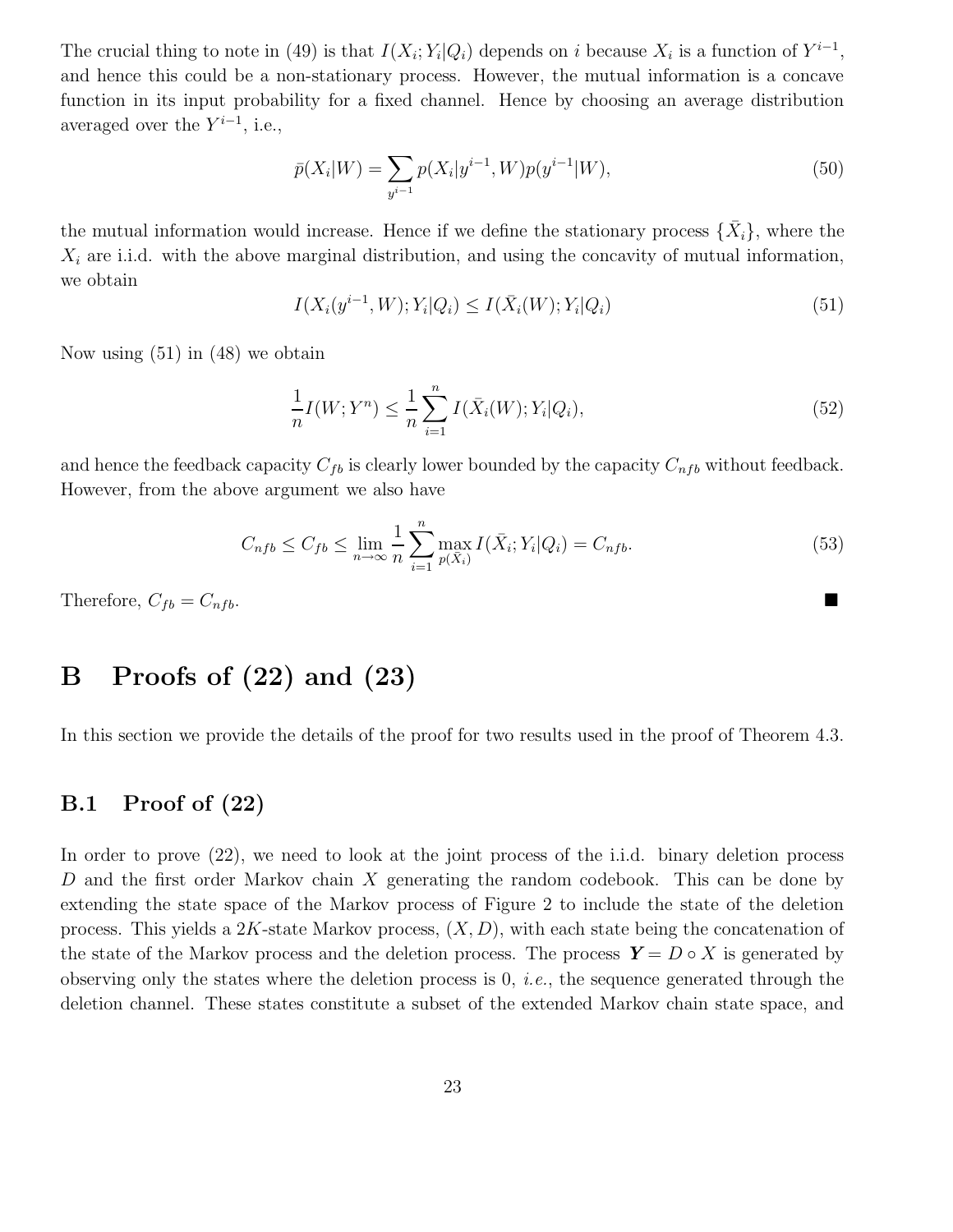The crucial thing to note in (49) is that $I(X_i; Y_i|Q_i)$ depends on $i$ because $X_i$ is a function of $Y^{i-1}$, and hence this could be a non-stationary process. However, the mutual information is a concave function in its input probability for a fixed channel. Hence by choosing an average distribution averaged over the $Y^{i-1}$, i.e.,

$$\bar{p}(X_i|W) = \sum_{y^{i-1}} p(X_i|y^{i-1}, W)p(y^{i-1}|W), \tag{50}$$

the mutual information would increase. Hence if we define the stationary process $\{\bar{X}_i\}$, where the $X_i$ are i.i.d. with the above marginal distribution, and using the concavity of mutual information, we obtain

$$I(X_i(y^{i-1}, W); Y_i|Q_i) \leq I(\bar{X}_i(W); Y_i|Q_i) \tag{51}$$

Now using (51) in (48) we obtain

$$\frac{1}{n} I(W; Y^n) \leq \frac{1}{n} \sum_{i=1}^{n} I(\bar{X}_i(W); Y_i|Q_i), \tag{52}$$

and hence the feedback capacity $C_{fb}$ is clearly lower bounded by the capacity $C_{nfb}$ without feedback. However, from the above argument we also have

$$C_{nfb} \leq C_{fb} \leq \lim_{n\to\infty} \frac{1}{n} \sum_{i=1}^{n} \max_{p(\bar{X}_i)} I(\bar{X}_i; Y_i|Q_i) = C_{nfb}. \tag{53}$$

Therefore, $C_{fb} = C_{nfb}$. ■

# B Proofs of (22) and (23)

In this section we provide the details of the proof for two results used in the proof of Theorem 4.3.

## B.1 Proof of (22)

In order to prove (22), we need to look at the joint process of the i.i.d. binary deletion process $D$ and the first order Markov chain $X$ generating the random codebook. This can be done by extending the state space of the Markov process of Figure 2 to include the state of the deletion process. This yields a $2K$-state Markov process, $(X, D)$, with each state being the concatenation of the state of the Markov process and the deletion process. The process $\boldsymbol{Y} = D \circ X$ is generated by observing only the states where the deletion process is 0, *i.e.*, the sequence generated through the deletion channel. These states constitute a subset of the extended Markov chain state space, and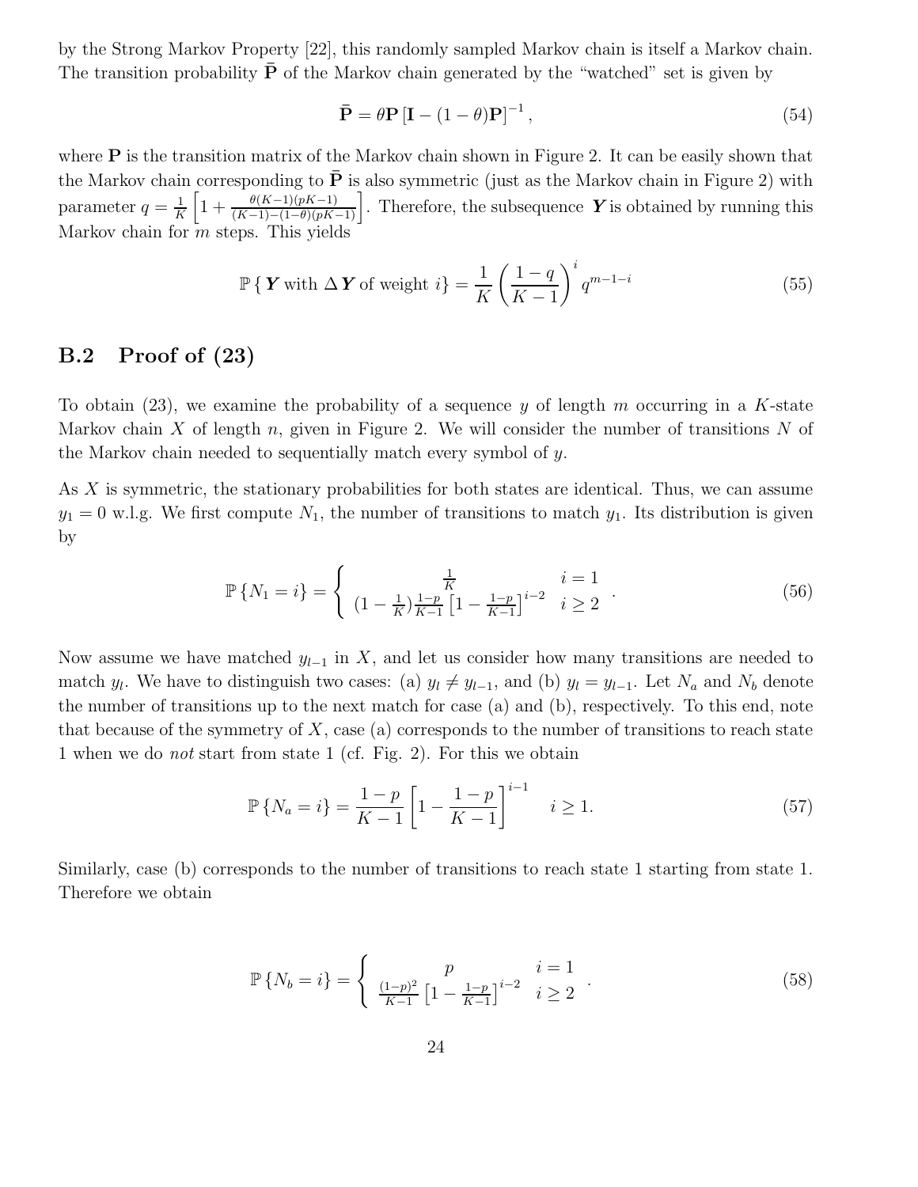by the Strong Markov Property [22], this randomly sampled Markov chain is itself a Markov chain. The transition probability $\bar{\mathbf{P}}$ of the Markov chain generated by the "watched" set is given by

$$\bar{\mathbf{P}} = \theta \mathbf{P} \left[ \mathbf{I} - (1-\theta)\mathbf{P} \right]^{-1}, \tag{54}$$

where $\mathbf{P}$ is the transition matrix of the Markov chain shown in Figure 2. It can be easily shown that the Markov chain corresponding to $\bar{\mathbf{P}}$ is also symmetric (just as the Markov chain in Figure 2) with parameter $q = \frac{1}{K}\left[1 + \frac{\theta(K-1)(pK-1)}{(K-1)-(1-\theta)(pK-1)}\right]$. Therefore, the subsequence $\boldsymbol{Y}$ is obtained by running this Markov chain for $m$ steps. This yields

$$\mathbb{P}\left\{ \boldsymbol{Y} \text{ with } \Delta \boldsymbol{Y} \text{ of weight } i \right\} = \frac{1}{K}\left(\frac{1-q}{K-1}\right)^{i} q^{m-1-i} \tag{55}$$

## B.2 Proof of (23)

To obtain (23), we examine the probability of a sequence $y$ of length $m$ occurring in a $K$-state Markov chain $X$ of length $n$, given in Figure 2. We will consider the number of transitions $N$ of the Markov chain needed to sequentially match every symbol of $y$.

As $X$ is symmetric, the stationary probabilities for both states are identical. Thus, we can assume $y_1 = 0$ w.l.g. We first compute $N_1$, the number of transitions to match $y_1$. Its distribution is given by

$$\mathbb{P}\left\{N_1 = i\right\} = \begin{cases} \frac{1}{K} & i = 1 \\ (1-\frac{1}{K})\frac{1-p}{K-1}\left[1 - \frac{1-p}{K-1}\right]^{i-2} & i \geq 2 \end{cases}. \tag{56}$$

Now assume we have matched $y_{l-1}$ in $X$, and let us consider how many transitions are needed to match $y_l$. We have to distinguish two cases: (a) $y_l \neq y_{l-1}$, and (b) $y_l = y_{l-1}$. Let $N_a$ and $N_b$ denote the number of transitions up to the next match for case (a) and (b), respectively. To this end, note that because of the symmetry of $X$, case (a) corresponds to the number of transitions to reach state 1 when we do *not* start from state 1 (cf. Fig. 2). For this we obtain

$$\mathbb{P}\left\{N_a = i\right\} = \frac{1-p}{K-1}\left[1 - \frac{1-p}{K-1}\right]^{i-1} \quad i \geq 1. \tag{57}$$

Similarly, case (b) corresponds to the number of transitions to reach state 1 starting from state 1. Therefore we obtain

$$\mathbb{P}\left\{N_b = i\right\} = \begin{cases} p & i = 1 \\ \frac{(1-p)^2}{K-1}\left[1 - \frac{1-p}{K-1}\right]^{i-2} & i \geq 2 \end{cases}. \tag{58}$$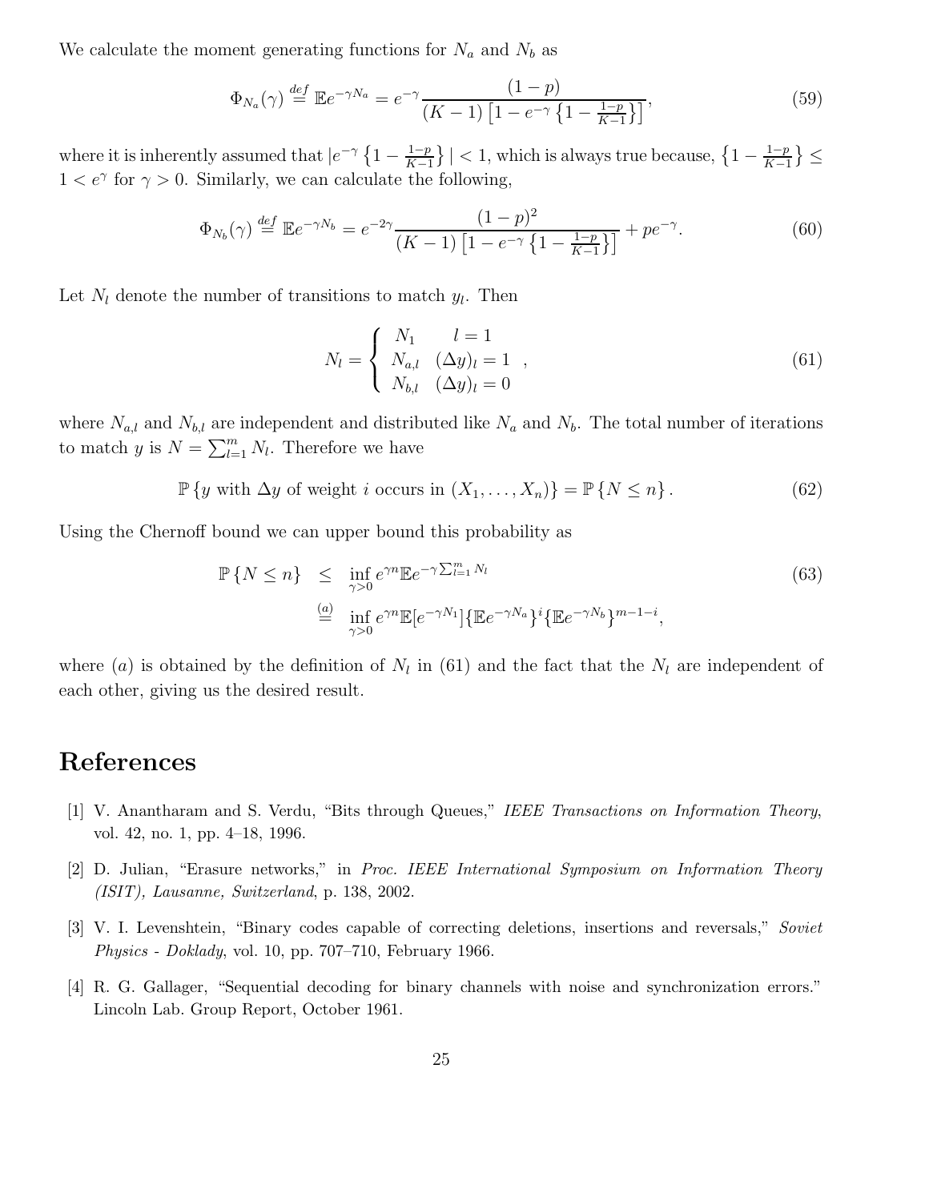We calculate the moment generating functions for $N_a$ and $N_b$ as

$$\Phi_{N_a}(\gamma) \stackrel{def}{=} \mathbb{E}e^{-\gamma N_a} = e^{-\gamma} \frac{(1-p)}{(K-1)\left[1 - e^{-\gamma}\left\{1 - \frac{1-p}{K-1}\right\}\right]}, \tag{59}$$

where it is inherently assumed that $|e^{-\gamma}\left\{1 - \frac{1-p}{K-1}\right\}| < 1$, which is always true because, $\left\{1 - \frac{1-p}{K-1}\right\} \leq 1 < e^{\gamma}$ for $\gamma > 0$. Similarly, we can calculate the following,

$$\Phi_{N_b}(\gamma) \stackrel{def}{=} \mathbb{E}e^{-\gamma N_b} = e^{-2\gamma} \frac{(1-p)^2}{(K-1)\left[1 - e^{-\gamma}\left\{1 - \frac{1-p}{K-1}\right\}\right]} + pe^{-\gamma}. \tag{60}$$

Let $N_l$ denote the number of transitions to match $y_l$. Then

$$N_l = \begin{cases} N_1 & l = 1 \\ N_{a,l} & (\Delta y)_l = 1 \\ N_{b,l} & (\Delta y)_l = 0 \end{cases}, \tag{61}$$

where $N_{a,l}$ and $N_{b,l}$ are independent and distributed like $N_a$ and $N_b$. The total number of iterations to match $y$ is $N = \sum_{l=1}^{m} N_l$. Therefore we have

$$\mathbb{P}\left\{y \text{ with } \Delta y \text{ of weight } i \text{ occurs in } (X_1, \ldots, X_n)\right\} = \mathbb{P}\left\{N \leq n\right\}. \tag{62}$$

Using the Chernoff bound we can upper bound this probability as

$$\begin{aligned} \mathbb{P}\left\{N \leq n\right\} &\leq \inf_{\gamma > 0} e^{\gamma n} \mathbb{E}e^{-\gamma \sum_{l=1}^{m} N_l} \\ &\stackrel{(a)}{=} \inf_{\gamma > 0} e^{\gamma n} \mathbb{E}[e^{-\gamma N_1}]\{\mathbb{E}e^{-\gamma N_a}\}^{i}\{\mathbb{E}e^{-\gamma N_b}\}^{m-1-i}, \end{aligned} \tag{63}$$

where $(a)$ is obtained by the definition of $N_l$ in (61) and the fact that the $N_l$ are independent of each other, giving us the desired result.

# References

[1] V. Anantharam and S. Verdu, "Bits through Queues," *IEEE Transactions on Information Theory*, vol. 42, no. 1, pp. 4–18, 1996.

[2] D. Julian, "Erasure networks," in *Proc. IEEE International Symposium on Information Theory (ISIT), Lausanne, Switzerland*, p. 138, 2002.

[3] V. I. Levenshtein, "Binary codes capable of correcting deletions, insertions and reversals," *Soviet Physics - Doklady*, vol. 10, pp. 707–710, February 1966.

[4] R. G. Gallager, "Sequential decoding for binary channels with noise and synchronization errors." Lincoln Lab. Group Report, October 1961.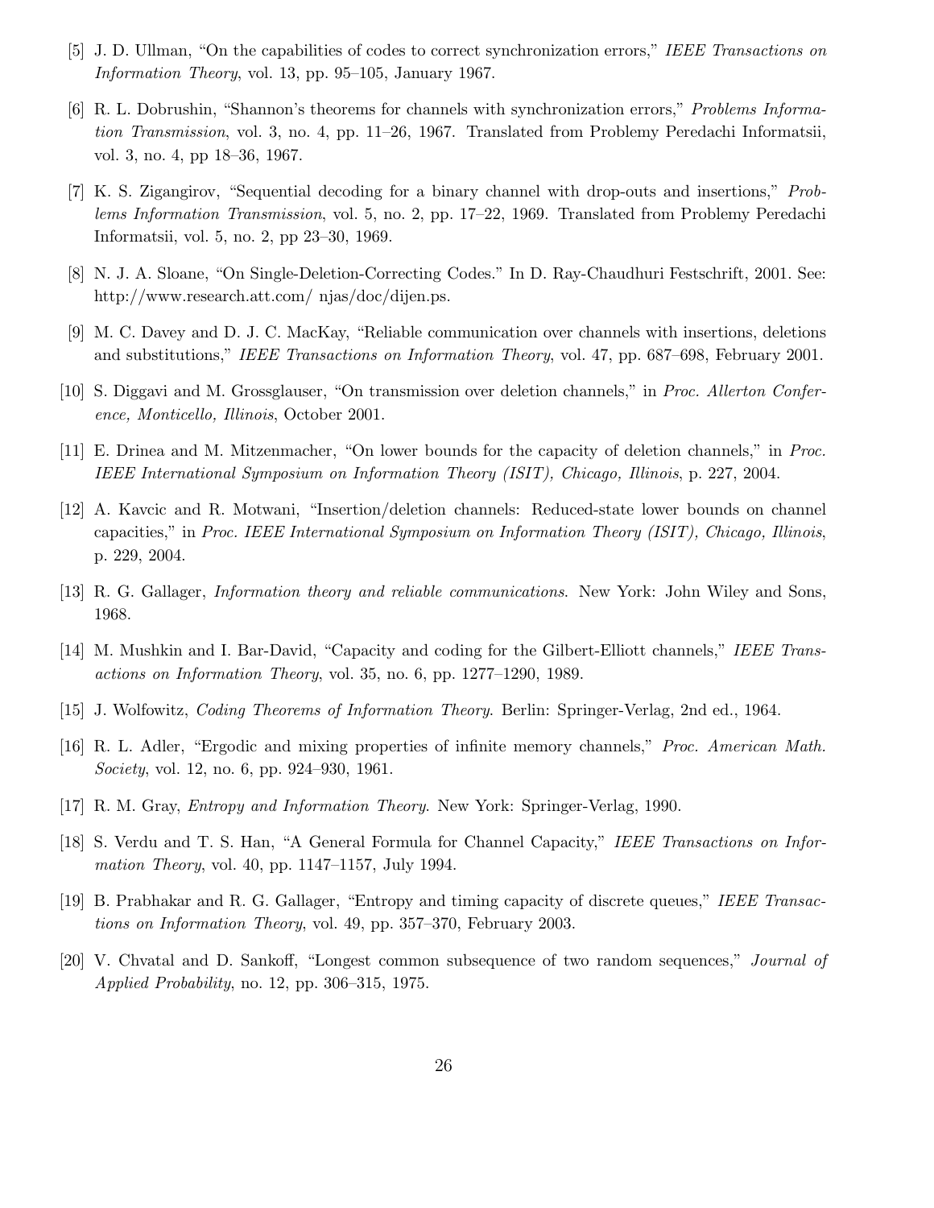[5] J. D. Ullman, "On the capabilities of codes to correct synchronization errors," *IEEE Transactions on Information Theory*, vol. 13, pp. 95–105, January 1967.

[6] R. L. Dobrushin, "Shannon's theorems for channels with synchronization errors," *Problems Information Transmission*, vol. 3, no. 4, pp. 11–26, 1967. Translated from Problemy Peredachi Informatsii, vol. 3, no. 4, pp 18–36, 1967.

[7] K. S. Zigangirov, "Sequential decoding for a binary channel with drop-outs and insertions," *Problems Information Transmission*, vol. 5, no. 2, pp. 17–22, 1969. Translated from Problemy Peredachi Informatsii, vol. 5, no. 2, pp 23–30, 1969.

[8] N. J. A. Sloane, "On Single-Deletion-Correcting Codes." In D. Ray-Chaudhuri Festschrift, 2001. See: http://www.research.att.com/ njas/doc/dijen.ps.

[9] M. C. Davey and D. J. C. MacKay, "Reliable communication over channels with insertions, deletions and substitutions," *IEEE Transactions on Information Theory*, vol. 47, pp. 687–698, February 2001.

[10] S. Diggavi and M. Grossglauser, "On transmission over deletion channels," in *Proc. Allerton Conference, Monticello, Illinois*, October 2001.

[11] E. Drinea and M. Mitzenmacher, "On lower bounds for the capacity of deletion channels," in *Proc. IEEE International Symposium on Information Theory (ISIT), Chicago, Illinois*, p. 227, 2004.

[12] A. Kavcic and R. Motwani, "Insertion/deletion channels: Reduced-state lower bounds on channel capacities," in *Proc. IEEE International Symposium on Information Theory (ISIT), Chicago, Illinois*, p. 229, 2004.

[13] R. G. Gallager, *Information theory and reliable communications*. New York: John Wiley and Sons, 1968.

[14] M. Mushkin and I. Bar-David, "Capacity and coding for the Gilbert-Elliott channels," *IEEE Transactions on Information Theory*, vol. 35, no. 6, pp. 1277–1290, 1989.

[15] J. Wolfowitz, *Coding Theorems of Information Theory*. Berlin: Springer-Verlag, 2nd ed., 1964.

[16] R. L. Adler, "Ergodic and mixing properties of infinite memory channels," *Proc. American Math. Society*, vol. 12, no. 6, pp. 924–930, 1961.

[17] R. M. Gray, *Entropy and Information Theory*. New York: Springer-Verlag, 1990.

[18] S. Verdu and T. S. Han, "A General Formula for Channel Capacity," *IEEE Transactions on Information Theory*, vol. 40, pp. 1147–1157, July 1994.

[19] B. Prabhakar and R. G. Gallager, "Entropy and timing capacity of discrete queues," *IEEE Transactions on Information Theory*, vol. 49, pp. 357–370, February 2003.

[20] V. Chvatal and D. Sankoff, "Longest common subsequence of two random sequences," *Journal of Applied Probability*, no. 12, pp. 306–315, 1975.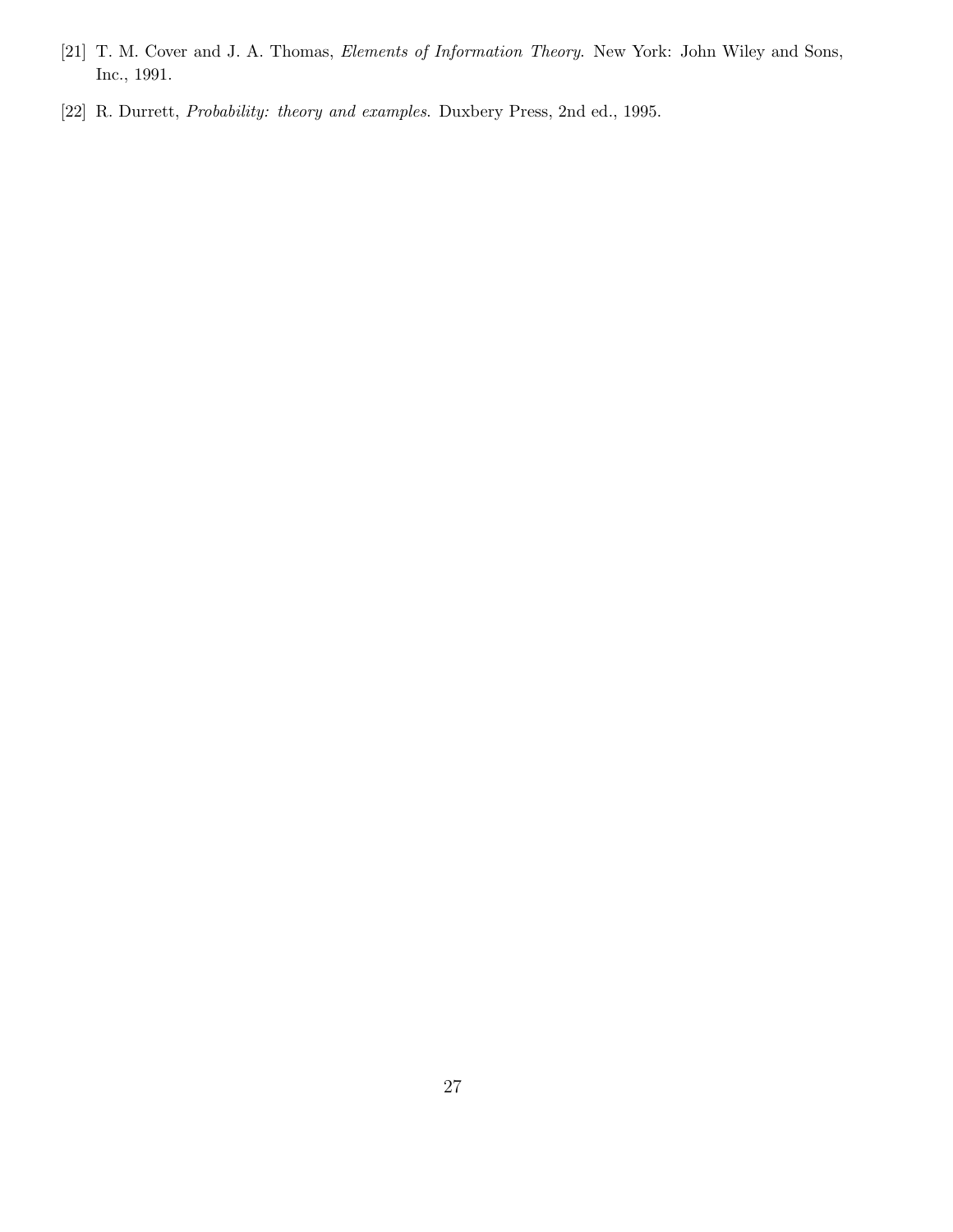[21] T. M. Cover and J. A. Thomas, *Elements of Information Theory*. New York: John Wiley and Sons, Inc., 1991.

[22] R. Durrett, *Probability: theory and examples*. Duxbery Press, 2nd ed., 1995.